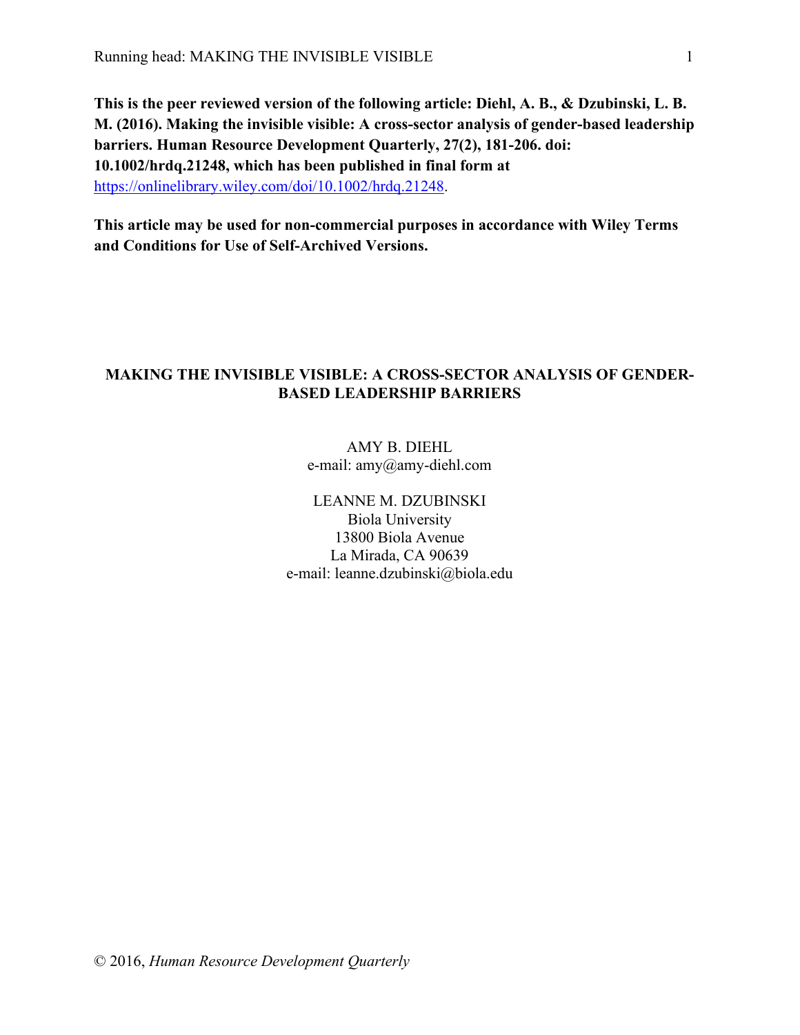**This is the peer reviewed version of the following article: Diehl, A. B., & Dzubinski, L. B. M. (2016). Making the invisible visible: A cross-sector analysis of gender-based leadership barriers. Human Resource Development Quarterly, 27(2), 181-206. doi: 10.1002/hrdq.21248, which has been published in final form at** [https://onlinelibrary.wiley.com/doi/10.1002/hrdq.21248](https://onlinelibrary.wiley.com/doi/10.1002/hrdq.21248).

**This article may be used for non-commercial purposes in accordance with Wiley Terms and Conditions for Use of Self-Archived Versions.**

# MAKING THE INVISIBLE VISIBLE: A CROSS-SECTOR ANALYSIS OF GENDER-BASED LEADERSHIP BARRIERS

AMY B. DIEHL
e-mail: amy@amy-diehl.com

LEANNE M. DZUBINSKI
Biola University
13800 Biola Avenue
La Mirada, CA 90639
e-mail: leanne.dzubinski@biola.edu

© 2016, *Human Resource Development Quarterly*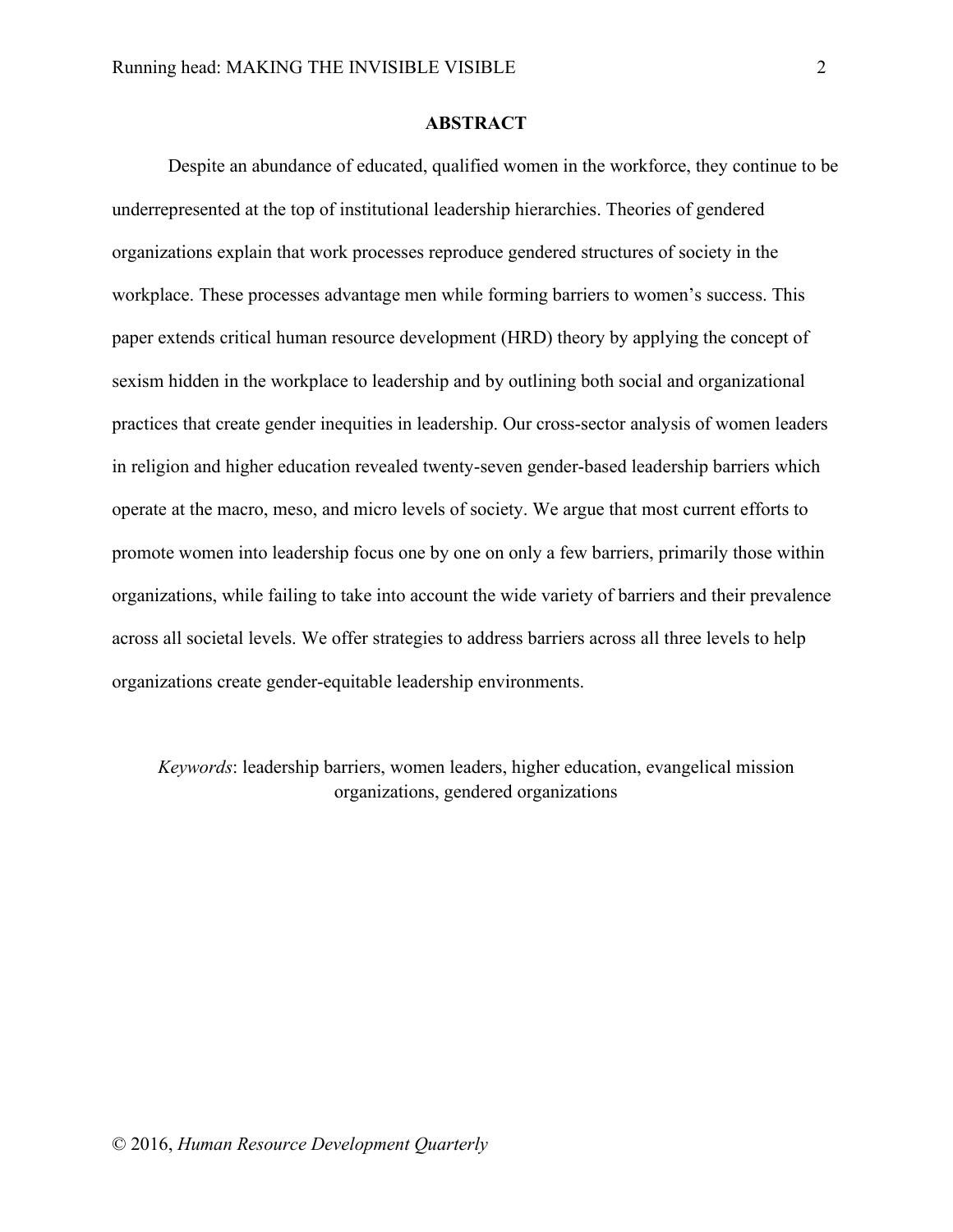## ABSTRACT

Despite an abundance of educated, qualified women in the workforce, they continue to be underrepresented at the top of institutional leadership hierarchies. Theories of gendered organizations explain that work processes reproduce gendered structures of society in the workplace. These processes advantage men while forming barriers to women's success. This paper extends critical human resource development (HRD) theory by applying the concept of sexism hidden in the workplace to leadership and by outlining both social and organizational practices that create gender inequities in leadership. Our cross-sector analysis of women leaders in religion and higher education revealed twenty-seven gender-based leadership barriers which operate at the macro, meso, and micro levels of society. We argue that most current efforts to promote women into leadership focus one by one on only a few barriers, primarily those within organizations, while failing to take into account the wide variety of barriers and their prevalence across all societal levels. We offer strategies to address barriers across all three levels to help organizations create gender-equitable leadership environments.

*Keywords*: leadership barriers, women leaders, higher education, evangelical mission organizations, gendered organizations

© 2016, *Human Resource Development Quarterly*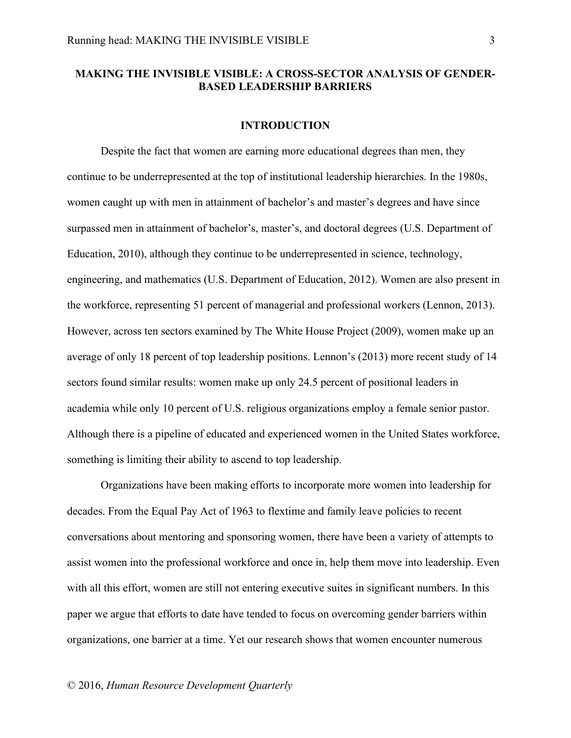# MAKING THE INVISIBLE VISIBLE: A CROSS-SECTOR ANALYSIS OF GENDER-BASED LEADERSHIP BARRIERS

## INTRODUCTION

Despite the fact that women are earning more educational degrees than men, they continue to be underrepresented at the top of institutional leadership hierarchies. In the 1980s, women caught up with men in attainment of bachelor's and master's degrees and have since surpassed men in attainment of bachelor's, master's, and doctoral degrees (U.S. Department of Education, 2010), although they continue to be underrepresented in science, technology, engineering, and mathematics (U.S. Department of Education, 2012). Women are also present in the workforce, representing 51 percent of managerial and professional workers (Lennon, 2013). However, across ten sectors examined by The White House Project (2009), women make up an average of only 18 percent of top leadership positions. Lennon's (2013) more recent study of 14 sectors found similar results: women make up only 24.5 percent of positional leaders in academia while only 10 percent of U.S. religious organizations employ a female senior pastor. Although there is a pipeline of educated and experienced women in the United States workforce, something is limiting their ability to ascend to top leadership.

Organizations have been making efforts to incorporate more women into leadership for decades. From the Equal Pay Act of 1963 to flextime and family leave policies to recent conversations about mentoring and sponsoring women, there have been a variety of attempts to assist women into the professional workforce and once in, help them move into leadership. Even with all this effort, women are still not entering executive suites in significant numbers. In this paper we argue that efforts to date have tended to focus on overcoming gender barriers within organizations, one barrier at a time. Yet our research shows that women encounter numerous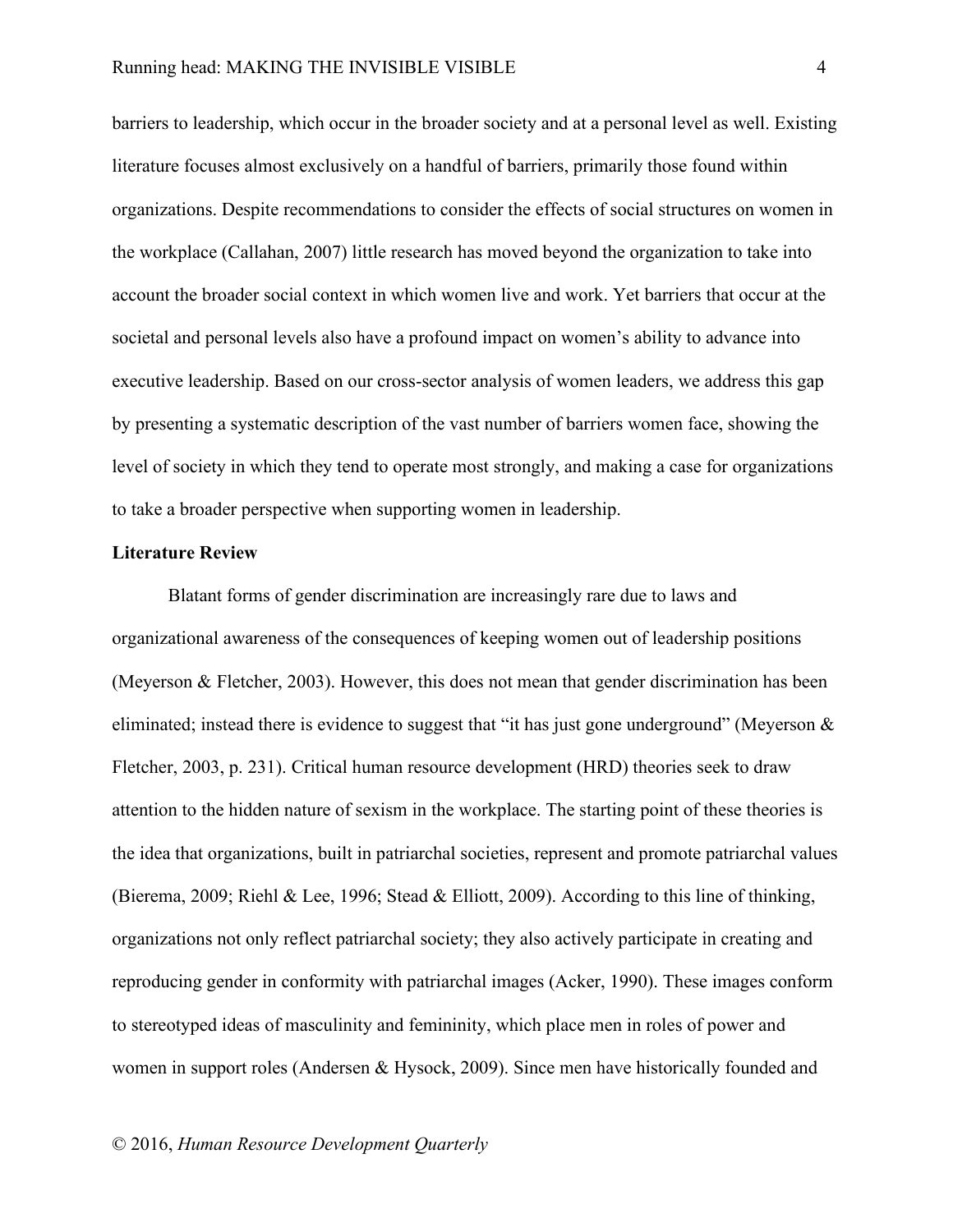barriers to leadership, which occur in the broader society and at a personal level as well. Existing literature focuses almost exclusively on a handful of barriers, primarily those found within organizations. Despite recommendations to consider the effects of social structures on women in the workplace (Callahan, 2007) little research has moved beyond the organization to take into account the broader social context in which women live and work. Yet barriers that occur at the societal and personal levels also have a profound impact on women's ability to advance into executive leadership. Based on our cross-sector analysis of women leaders, we address this gap by presenting a systematic description of the vast number of barriers women face, showing the level of society in which they tend to operate most strongly, and making a case for organizations to take a broader perspective when supporting women in leadership.

**Literature Review**

Blatant forms of gender discrimination are increasingly rare due to laws and organizational awareness of the consequences of keeping women out of leadership positions (Meyerson & Fletcher, 2003). However, this does not mean that gender discrimination has been eliminated; instead there is evidence to suggest that "it has just gone underground" (Meyerson & Fletcher, 2003, p. 231). Critical human resource development (HRD) theories seek to draw attention to the hidden nature of sexism in the workplace. The starting point of these theories is the idea that organizations, built in patriarchal societies, represent and promote patriarchal values (Bierema, 2009; Riehl & Lee, 1996; Stead & Elliott, 2009). According to this line of thinking, organizations not only reflect patriarchal society; they also actively participate in creating and reproducing gender in conformity with patriarchal images (Acker, 1990). These images conform to stereotyped ideas of masculinity and femininity, which place men in roles of power and women in support roles (Andersen & Hysock, 2009). Since men have historically founded and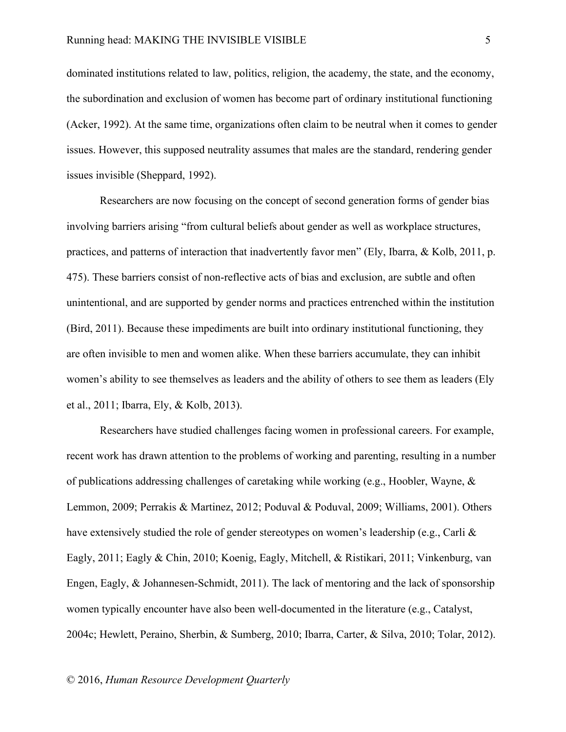dominated institutions related to law, politics, religion, the academy, the state, and the economy, the subordination and exclusion of women has become part of ordinary institutional functioning (Acker, 1992). At the same time, organizations often claim to be neutral when it comes to gender issues. However, this supposed neutrality assumes that males are the standard, rendering gender issues invisible (Sheppard, 1992).

Researchers are now focusing on the concept of second generation forms of gender bias involving barriers arising "from cultural beliefs about gender as well as workplace structures, practices, and patterns of interaction that inadvertently favor men" (Ely, Ibarra, & Kolb, 2011, p. 475). These barriers consist of non-reflective acts of bias and exclusion, are subtle and often unintentional, and are supported by gender norms and practices entrenched within the institution (Bird, 2011). Because these impediments are built into ordinary institutional functioning, they are often invisible to men and women alike. When these barriers accumulate, they can inhibit women's ability to see themselves as leaders and the ability of others to see them as leaders (Ely et al., 2011; Ibarra, Ely, & Kolb, 2013).

Researchers have studied challenges facing women in professional careers. For example, recent work has drawn attention to the problems of working and parenting, resulting in a number of publications addressing challenges of caretaking while working (e.g., Hoobler, Wayne, & Lemmon, 2009; Perrakis & Martinez, 2012; Poduval & Poduval, 2009; Williams, 2001). Others have extensively studied the role of gender stereotypes on women's leadership (e.g., Carli & Eagly, 2011; Eagly & Chin, 2010; Koenig, Eagly, Mitchell, & Ristikari, 2011; Vinkenburg, van Engen, Eagly, & Johannesen-Schmidt, 2011). The lack of mentoring and the lack of sponsorship women typically encounter have also been well-documented in the literature (e.g., Catalyst, 2004c; Hewlett, Peraino, Sherbin, & Sumberg, 2010; Ibarra, Carter, & Silva, 2010; Tolar, 2012).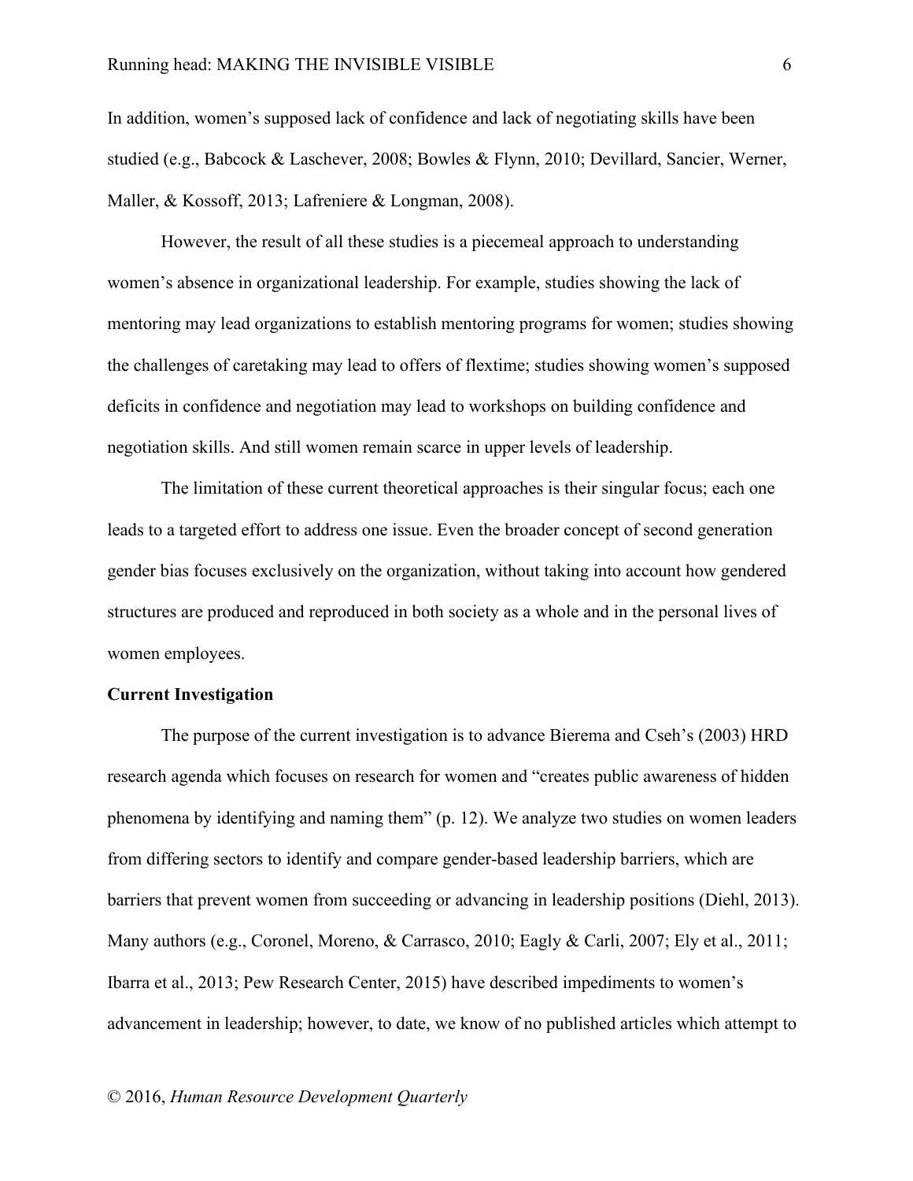In addition, women's supposed lack of confidence and lack of negotiating skills have been studied (e.g., Babcock & Laschever, 2008; Bowles & Flynn, 2010; Devillard, Sancier, Werner, Maller, & Kossoff, 2013; Lafreniere & Longman, 2008).

However, the result of all these studies is a piecemeal approach to understanding women's absence in organizational leadership. For example, studies showing the lack of mentoring may lead organizations to establish mentoring programs for women; studies showing the challenges of caretaking may lead to offers of flextime; studies showing women's supposed deficits in confidence and negotiation may lead to workshops on building confidence and negotiation skills. And still women remain scarce in upper levels of leadership.

The limitation of these current theoretical approaches is their singular focus; each one leads to a targeted effort to address one issue. Even the broader concept of second generation gender bias focuses exclusively on the organization, without taking into account how gendered structures are produced and reproduced in both society as a whole and in the personal lives of women employees.

**Current Investigation**

The purpose of the current investigation is to advance Bierema and Cseh's (2003) HRD research agenda which focuses on research for women and "creates public awareness of hidden phenomena by identifying and naming them" (p. 12). We analyze two studies on women leaders from differing sectors to identify and compare gender-based leadership barriers, which are barriers that prevent women from succeeding or advancing in leadership positions (Diehl, 2013). Many authors (e.g., Coronel, Moreno, & Carrasco, 2010; Eagly & Carli, 2007; Ely et al., 2011; Ibarra et al., 2013; Pew Research Center, 2015) have described impediments to women's advancement in leadership; however, to date, we know of no published articles which attempt to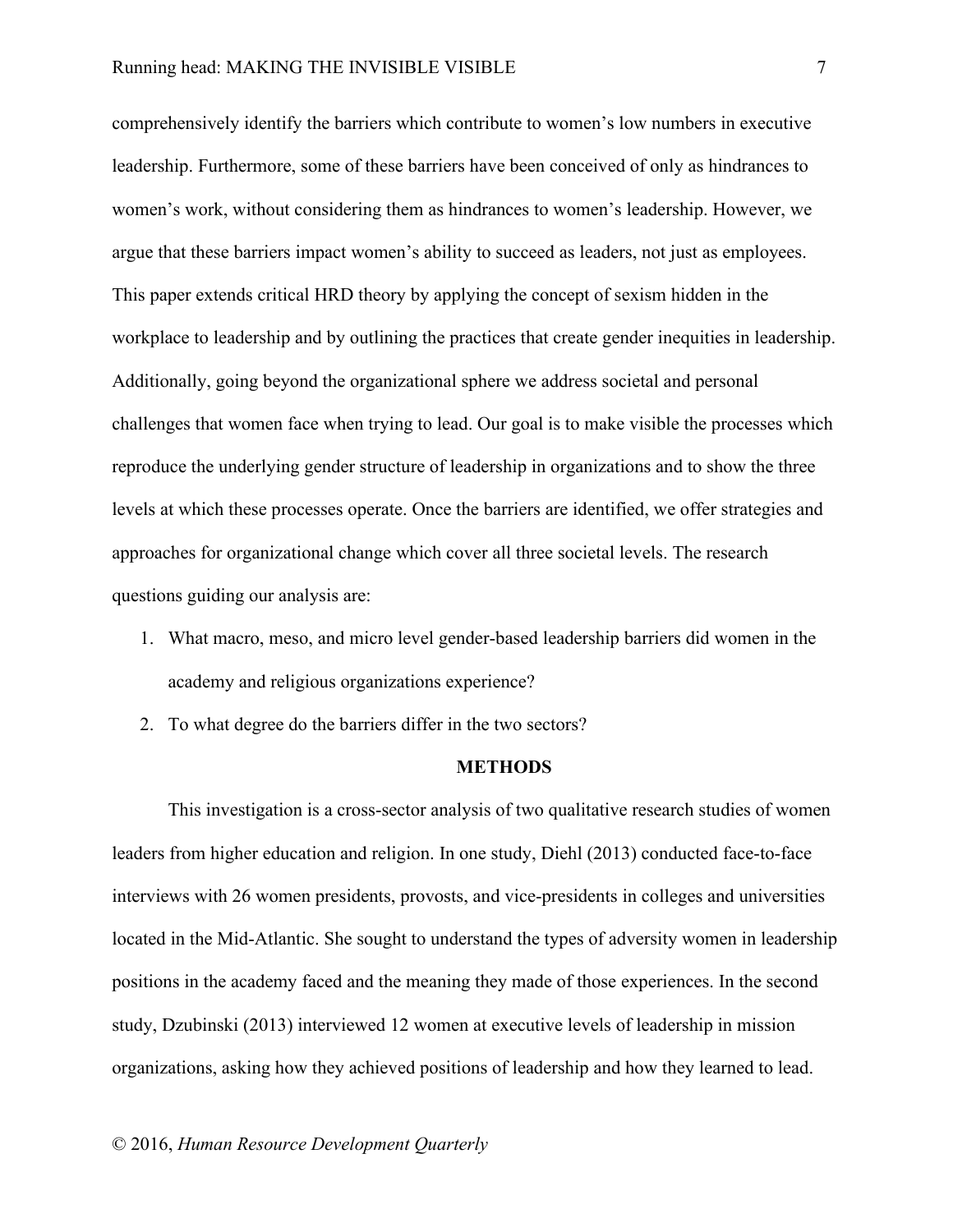comprehensively identify the barriers which contribute to women's low numbers in executive leadership. Furthermore, some of these barriers have been conceived of only as hindrances to women's work, without considering them as hindrances to women's leadership. However, we argue that these barriers impact women's ability to succeed as leaders, not just as employees. This paper extends critical HRD theory by applying the concept of sexism hidden in the workplace to leadership and by outlining the practices that create gender inequities in leadership. Additionally, going beyond the organizational sphere we address societal and personal challenges that women face when trying to lead. Our goal is to make visible the processes which reproduce the underlying gender structure of leadership in organizations and to show the three levels at which these processes operate. Once the barriers are identified, we offer strategies and approaches for organizational change which cover all three societal levels. The research questions guiding our analysis are:

1. What macro, meso, and micro level gender-based leadership barriers did women in the academy and religious organizations experience?
2. To what degree do the barriers differ in the two sectors?

## METHODS

This investigation is a cross-sector analysis of two qualitative research studies of women leaders from higher education and religion. In one study, Diehl (2013) conducted face-to-face interviews with 26 women presidents, provosts, and vice-presidents in colleges and universities located in the Mid-Atlantic. She sought to understand the types of adversity women in leadership positions in the academy faced and the meaning they made of those experiences. In the second study, Dzubinski (2013) interviewed 12 women at executive levels of leadership in mission organizations, asking how they achieved positions of leadership and how they learned to lead.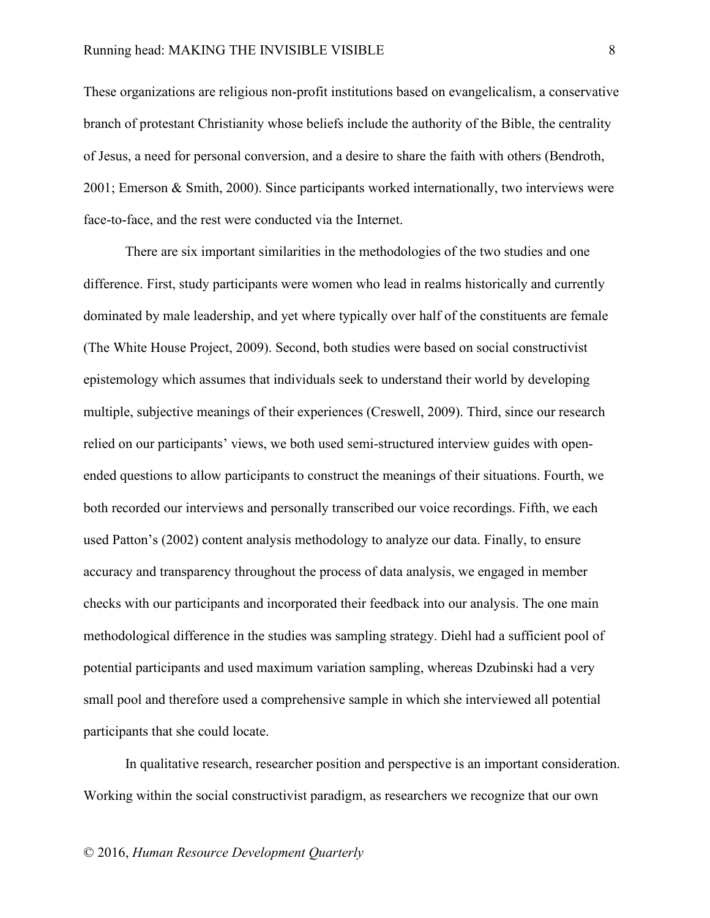These organizations are religious non-profit institutions based on evangelicalism, a conservative branch of protestant Christianity whose beliefs include the authority of the Bible, the centrality of Jesus, a need for personal conversion, and a desire to share the faith with others (Bendroth, 2001; Emerson & Smith, 2000). Since participants worked internationally, two interviews were face-to-face, and the rest were conducted via the Internet.

There are six important similarities in the methodologies of the two studies and one difference. First, study participants were women who lead in realms historically and currently dominated by male leadership, and yet where typically over half of the constituents are female (The White House Project, 2009). Second, both studies were based on social constructivist epistemology which assumes that individuals seek to understand their world by developing multiple, subjective meanings of their experiences (Creswell, 2009). Third, since our research relied on our participants' views, we both used semi-structured interview guides with open-ended questions to allow participants to construct the meanings of their situations. Fourth, we both recorded our interviews and personally transcribed our voice recordings. Fifth, we each used Patton's (2002) content analysis methodology to analyze our data. Finally, to ensure accuracy and transparency throughout the process of data analysis, we engaged in member checks with our participants and incorporated their feedback into our analysis. The one main methodological difference in the studies was sampling strategy. Diehl had a sufficient pool of potential participants and used maximum variation sampling, whereas Dzubinski had a very small pool and therefore used a comprehensive sample in which she interviewed all potential participants that she could locate.

In qualitative research, researcher position and perspective is an important consideration. Working within the social constructivist paradigm, as researchers we recognize that our own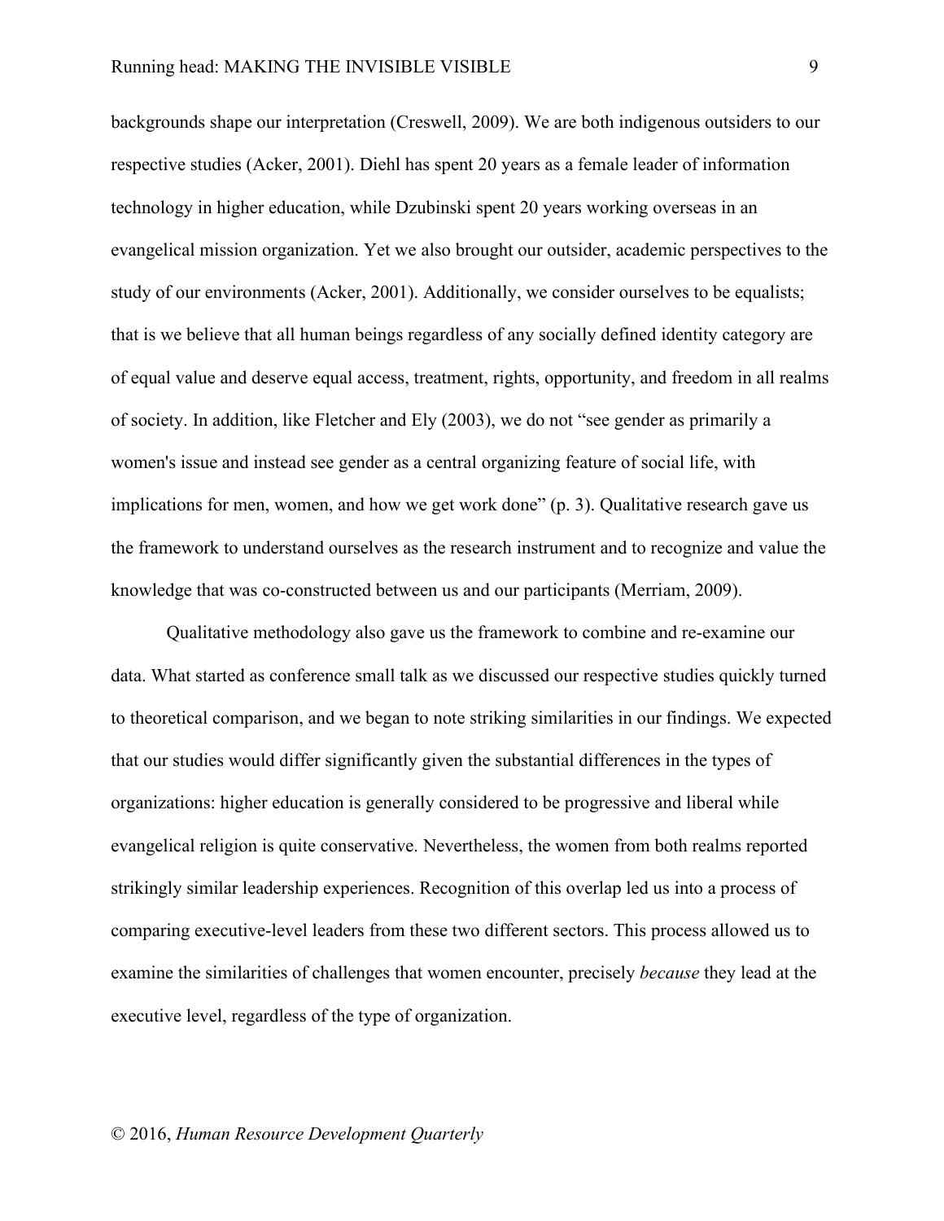backgrounds shape our interpretation (Creswell, 2009). We are both indigenous outsiders to our respective studies (Acker, 2001). Diehl has spent 20 years as a female leader of information technology in higher education, while Dzubinski spent 20 years working overseas in an evangelical mission organization. Yet we also brought our outsider, academic perspectives to the study of our environments (Acker, 2001). Additionally, we consider ourselves to be equalists; that is we believe that all human beings regardless of any socially defined identity category are of equal value and deserve equal access, treatment, rights, opportunity, and freedom in all realms of society. In addition, like Fletcher and Ely (2003), we do not "see gender as primarily a women's issue and instead see gender as a central organizing feature of social life, with implications for men, women, and how we get work done" (p. 3). Qualitative research gave us the framework to understand ourselves as the research instrument and to recognize and value the knowledge that was co-constructed between us and our participants (Merriam, 2009).

Qualitative methodology also gave us the framework to combine and re-examine our data. What started as conference small talk as we discussed our respective studies quickly turned to theoretical comparison, and we began to note striking similarities in our findings. We expected that our studies would differ significantly given the substantial differences in the types of organizations: higher education is generally considered to be progressive and liberal while evangelical religion is quite conservative. Nevertheless, the women from both realms reported strikingly similar leadership experiences. Recognition of this overlap led us into a process of comparing executive-level leaders from these two different sectors. This process allowed us to examine the similarities of challenges that women encounter, precisely *because* they lead at the executive level, regardless of the type of organization.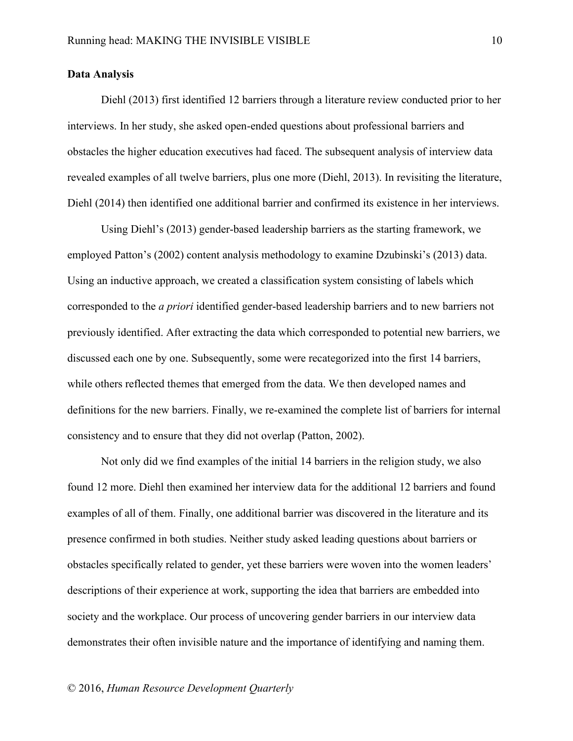**Data Analysis**

Diehl (2013) first identified 12 barriers through a literature review conducted prior to her interviews. In her study, she asked open-ended questions about professional barriers and obstacles the higher education executives had faced. The subsequent analysis of interview data revealed examples of all twelve barriers, plus one more (Diehl, 2013). In revisiting the literature, Diehl (2014) then identified one additional barrier and confirmed its existence in her interviews.

Using Diehl's (2013) gender-based leadership barriers as the starting framework, we employed Patton's (2002) content analysis methodology to examine Dzubinski's (2013) data. Using an inductive approach, we created a classification system consisting of labels which corresponded to the *a priori* identified gender-based leadership barriers and to new barriers not previously identified. After extracting the data which corresponded to potential new barriers, we discussed each one by one. Subsequently, some were recategorized into the first 14 barriers, while others reflected themes that emerged from the data. We then developed names and definitions for the new barriers. Finally, we re-examined the complete list of barriers for internal consistency and to ensure that they did not overlap (Patton, 2002).

Not only did we find examples of the initial 14 barriers in the religion study, we also found 12 more. Diehl then examined her interview data for the additional 12 barriers and found examples of all of them. Finally, one additional barrier was discovered in the literature and its presence confirmed in both studies. Neither study asked leading questions about barriers or obstacles specifically related to gender, yet these barriers were woven into the women leaders' descriptions of their experience at work, supporting the idea that barriers are embedded into society and the workplace. Our process of uncovering gender barriers in our interview data demonstrates their often invisible nature and the importance of identifying and naming them.

© 2016, *Human Resource Development Quarterly*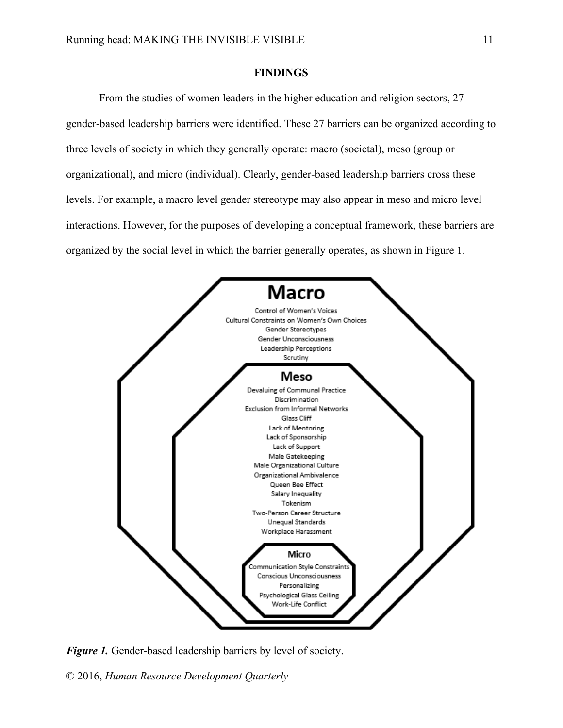## FINDINGS

From the studies of women leaders in the higher education and religion sectors, 27 gender-based leadership barriers were identified. These 27 barriers can be organized according to three levels of society in which they generally operate: macro (societal), meso (group or organizational), and micro (individual). Clearly, gender-based leadership barriers cross these levels. For example, a macro level gender stereotype may also appear in meso and micro level interactions. However, for the purposes of developing a conceptual framework, these barriers are organized by the social level in which the barrier generally operates, as shown in Figure 1.

**Macro**

Control of Women's Voices
Cultural Constraints on Women's Own Choices
Gender Stereotypes
Gender Unconsciousness
Leadership Perceptions
Scrutiny

**Meso**

Devaluing of Communal Practice
Discrimination
Exclusion from Informal Networks
Glass Cliff
Lack of Mentoring
Lack of Sponsorship
Lack of Support
Male Gatekeeping
Male Organizational Culture
Organizational Ambivalence
Queen Bee Effect
Salary Inequality
Tokenism
Two-Person Career Structure
Unequal Standards
Workplace Harassment

**Micro**

Communication Style Constraints
Conscious Unconsciousness
Personalizing
Psychological Glass Ceiling
Work-Life Conflict

***Figure 1.*** Gender-based leadership barriers by level of society.

© 2016, *Human Resource Development Quarterly*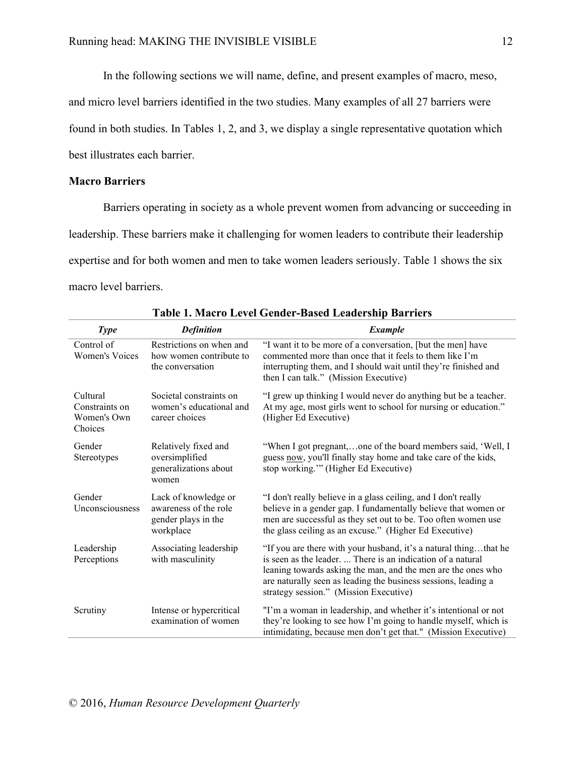In the following sections we will name, define, and present examples of macro, meso, and micro level barriers identified in the two studies. Many examples of all 27 barriers were found in both studies. In Tables 1, 2, and 3, we display a single representative quotation which best illustrates each barrier.

## Macro Barriers

Barriers operating in society as a whole prevent women from advancing or succeeding in leadership. These barriers make it challenging for women leaders to contribute their leadership expertise and for both women and men to take women leaders seriously. Table 1 shows the six macro level barriers.

**Table 1. Macro Level Gender-Based Leadership Barriers**

| *Type* | *Definition* | *Example* |
|---|---|---|
| Control of Women's Voices | Restrictions on when and how women contribute to the conversation | "I want it to be more of a conversation, [but the men] have commented more than once that it feels to them like I'm interrupting them, and I should wait until they're finished and then I can talk." (Mission Executive) |
| Cultural Constraints on Women's Own Choices | Societal constraints on women's educational and career choices | "I grew up thinking I would never do anything but be a teacher. At my age, most girls went to school for nursing or education." (Higher Ed Executive) |
| Gender Stereotypes | Relatively fixed and oversimplified generalizations about women | "When I got pregnant,…one of the board members said, 'Well, I guess now, you'll finally stay home and take care of the kids, stop working.'" (Higher Ed Executive) |
| Gender Unconsciousness | Lack of knowledge or awareness of the role gender plays in the workplace | "I don't really believe in a glass ceiling, and I don't really believe in a gender gap. I fundamentally believe that women or men are successful as they set out to be. Too often women use the glass ceiling as an excuse." (Higher Ed Executive) |
| Leadership Perceptions | Associating leadership with masculinity | "If you are there with your husband, it's a natural thing…that he is seen as the leader. ... There is an indication of a natural leaning towards asking the man, and the men are the ones who are naturally seen as leading the business sessions, leading a strategy session." (Mission Executive) |
| Scrutiny | Intense or hypercritical examination of women | "I'm a woman in leadership, and whether it's intentional or not they're looking to see how I'm going to handle myself, which is intimidating, because men don't get that." (Mission Executive) |

© 2016, *Human Resource Development Quarterly*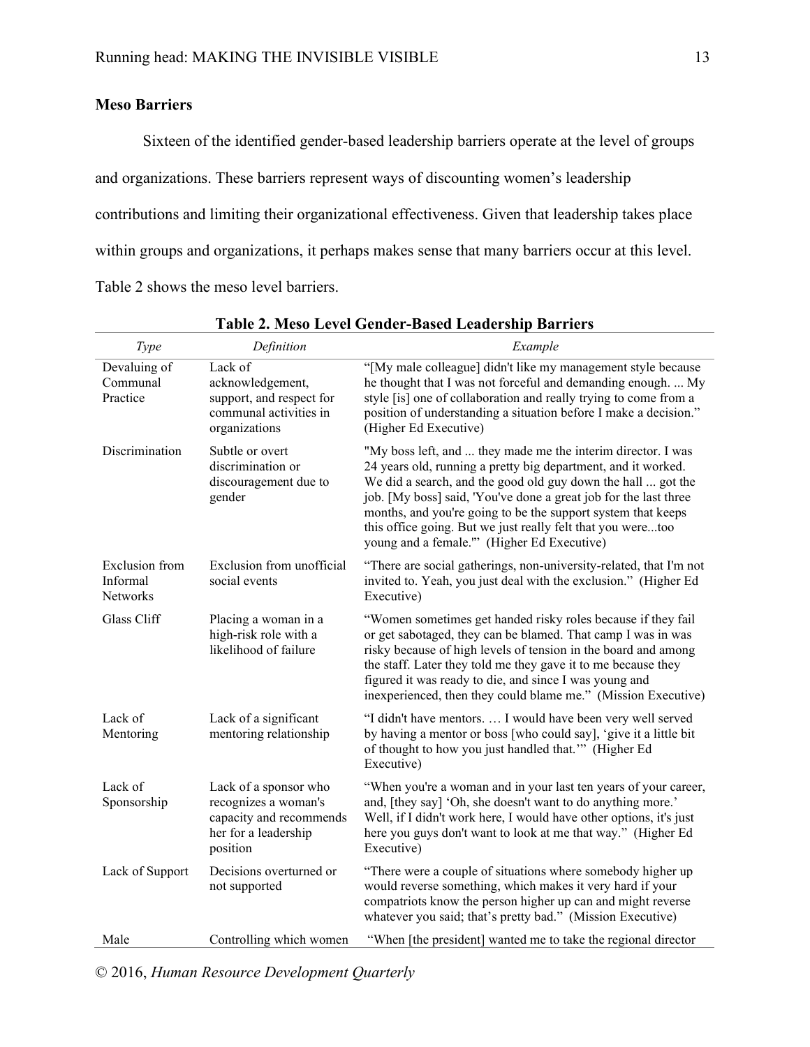**Meso Barriers**

Sixteen of the identified gender-based leadership barriers operate at the level of groups and organizations. These barriers represent ways of discounting women's leadership contributions and limiting their organizational effectiveness. Given that leadership takes place within groups and organizations, it perhaps makes sense that many barriers occur at this level. Table 2 shows the meso level barriers.

**Table 2. Meso Level Gender-Based Leadership Barriers**

| *Type* | *Definition* | *Example* |
|---|---|---|
| Devaluing of Communal Practice | Lack of acknowledgement, support, and respect for communal activities in organizations | "[My male colleague] didn't like my management style because he thought that I was not forceful and demanding enough. ... My style [is] one of collaboration and really trying to come from a position of understanding a situation before I make a decision." (Higher Ed Executive) |
| Discrimination | Subtle or overt discrimination or discouragement due to gender | "My boss left, and ... they made me the interim director. I was 24 years old, running a pretty big department, and it worked. We did a search, and the good old guy down the hall ... got the job. [My boss] said, 'You've done a great job for the last three months, and you're going to be the support system that keeps this office going. But we just really felt that you were...too young and a female.'" (Higher Ed Executive) |
| Exclusion from Informal Networks | Exclusion from unofficial social events | "There are social gatherings, non-university-related, that I'm not invited to. Yeah, you just deal with the exclusion." (Higher Ed Executive) |
| Glass Cliff | Placing a woman in a high-risk role with a likelihood of failure | "Women sometimes get handed risky roles because if they fail or get sabotaged, they can be blamed. That camp I was in was risky because of high levels of tension in the board and among the staff. Later they told me they gave it to me because they figured it was ready to die, and since I was young and inexperienced, then they could blame me." (Mission Executive) |
| Lack of Mentoring | Lack of a significant mentoring relationship | "I didn't have mentors. … I would have been very well served by having a mentor or boss [who could say], 'give it a little bit of thought to how you just handled that.'" (Higher Ed Executive) |
| Lack of Sponsorship | Lack of a sponsor who recognizes a woman's capacity and recommends her for a leadership position | "When you're a woman and in your last ten years of your career, and, [they say] 'Oh, she doesn't want to do anything more.' Well, if I didn't work here, I would have other options, it's just here you guys don't want to look at me that way." (Higher Ed Executive) |
| Lack of Support | Decisions overturned or not supported | "There were a couple of situations where somebody higher up would reverse something, which makes it very hard if your compatriots know the person higher up can and might reverse whatever you said; that's pretty bad." (Mission Executive) |
| Male | Controlling which women | "When [the president] wanted me to take the regional director |

© 2016, *Human Resource Development Quarterly*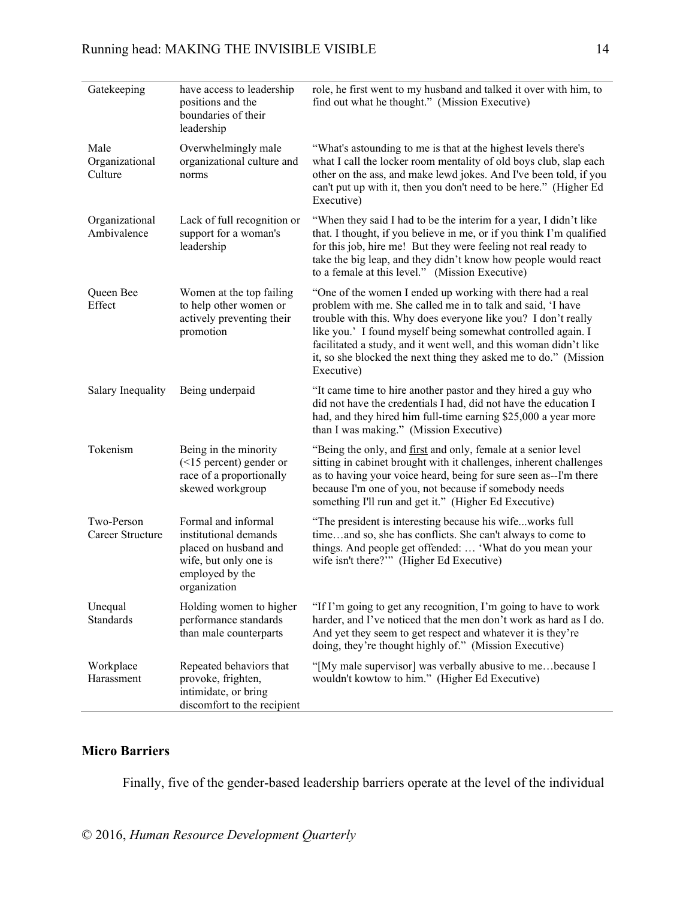| | | |
|---|---|---|
| Gatekeeping | have access to leadership positions and the boundaries of their leadership | role, he first went to my husband and talked it over with him, to find out what he thought." (Mission Executive) |
| Male Organizational Culture | Overwhelmingly male organizational culture and norms | "What's astounding to me is that at the highest levels there's what I call the locker room mentality of old boys club, slap each other on the ass, and make lewd jokes. And I've been told, if you can't put up with it, then you don't need to be here." (Higher Ed Executive) |
| Organizational Ambivalence | Lack of full recognition or support for a woman's leadership | "When they said I had to be the interim for a year, I didn't like that. I thought, if you believe in me, or if you think I'm qualified for this job, hire me! But they were feeling not real ready to take the big leap, and they didn't know how people would react to a female at this level." (Mission Executive) |
| Queen Bee Effect | Women at the top failing to help other women or actively preventing their promotion | "One of the women I ended up working with there had a real problem with me. She called me in to talk and said, 'I have trouble with this. Why does everyone like you? I don't really like you.' I found myself being somewhat controlled again. I facilitated a study, and it went well, and this woman didn't like it, so she blocked the next thing they asked me to do." (Mission Executive) |
| Salary Inequality | Being underpaid | "It came time to hire another pastor and they hired a guy who did not have the credentials I had, did not have the education I had, and they hired him full-time earning $25,000 a year more than I was making." (Mission Executive) |
| Tokenism | Being in the minority (<15 percent) gender or race of a proportionally skewed workgroup | "Being the only, and <u>first</u> and only, female at a senior level sitting in cabinet brought with it challenges, inherent challenges as to having your voice heard, being for sure seen as--I'm there because I'm one of you, not because if somebody needs something I'll run and get it." (Higher Ed Executive) |
| Two-Person Career Structure | Formal and informal institutional demands placed on husband and wife, but only one is employed by the organization | "The president is interesting because his wife...works full time…and so, she has conflicts. She can't always to come to things. And people get offended: … 'What do you mean your wife isn't there?'" (Higher Ed Executive) |
| Unequal Standards | Holding women to higher performance standards than male counterparts | "If I'm going to get any recognition, I'm going to have to work harder, and I've noticed that the men don't work as hard as I do. And yet they seem to get respect and whatever it is they're doing, they're thought highly of." (Mission Executive) |
| Workplace Harassment | Repeated behaviors that provoke, frighten, intimidate, or bring discomfort to the recipient | "[My male supervisor] was verbally abusive to me…because I wouldn't kowtow to him." (Higher Ed Executive) |

**Micro Barriers**

Finally, five of the gender-based leadership barriers operate at the level of the individual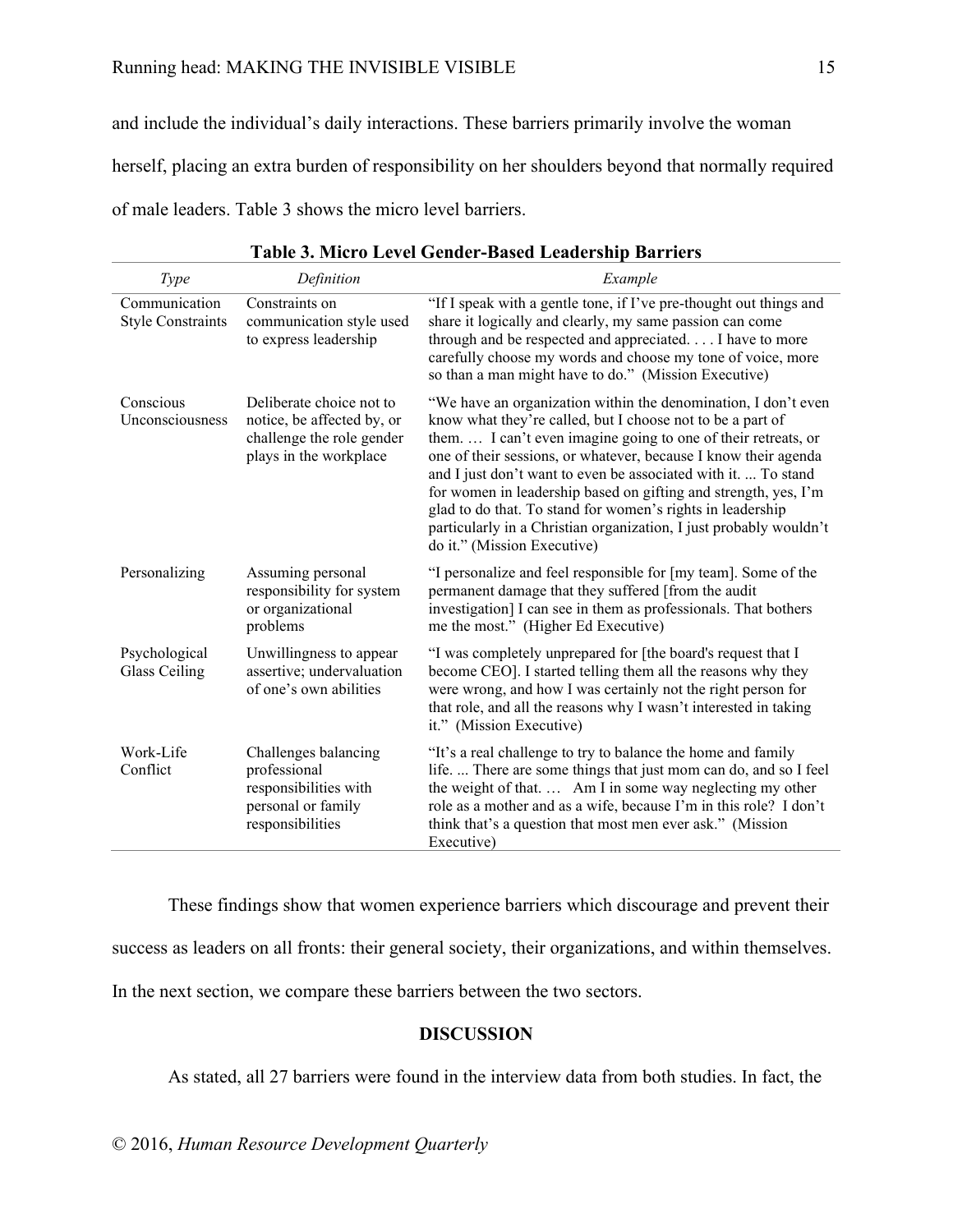and include the individual's daily interactions. These barriers primarily involve the woman herself, placing an extra burden of responsibility on her shoulders beyond that normally required of male leaders. Table 3 shows the micro level barriers.

**Table 3. Micro Level Gender-Based Leadership Barriers**

| *Type* | *Definition* | *Example* |
|---|---|---|
| Communication Style Constraints | Constraints on communication style used to express leadership | "If I speak with a gentle tone, if I've pre-thought out things and share it logically and clearly, my same passion can come through and be respected and appreciated. . . . I have to more carefully choose my words and choose my tone of voice, more so than a man might have to do." (Mission Executive) |
| Conscious Unconsciousness | Deliberate choice not to notice, be affected by, or challenge the role gender plays in the workplace | "We have an organization within the denomination, I don't even know what they're called, but I choose not to be a part of them. … I can't even imagine going to one of their retreats, or one of their sessions, or whatever, because I know their agenda and I just don't want to even be associated with it. ... To stand for women in leadership based on gifting and strength, yes, I'm glad to do that. To stand for women's rights in leadership particularly in a Christian organization, I just probably wouldn't do it." (Mission Executive) |
| Personalizing | Assuming personal responsibility for system or organizational problems | "I personalize and feel responsible for [my team]. Some of the permanent damage that they suffered [from the audit investigation] I can see in them as professionals. That bothers me the most." (Higher Ed Executive) |
| Psychological Glass Ceiling | Unwillingness to appear assertive; undervaluation of one's own abilities | "I was completely unprepared for [the board's request that I become CEO]. I started telling them all the reasons why they were wrong, and how I was certainly not the right person for that role, and all the reasons why I wasn't interested in taking it." (Mission Executive) |
| Work-Life Conflict | Challenges balancing professional responsibilities with personal or family responsibilities | "It's a real challenge to try to balance the home and family life. ... There are some things that just mom can do, and so I feel the weight of that. … Am I in some way neglecting my other role as a mother and as a wife, because I'm in this role? I don't think that's a question that most men ever ask." (Mission Executive) |

These findings show that women experience barriers which discourage and prevent their success as leaders on all fronts: their general society, their organizations, and within themselves. In the next section, we compare these barriers between the two sectors.

## DISCUSSION

As stated, all 27 barriers were found in the interview data from both studies. In fact, the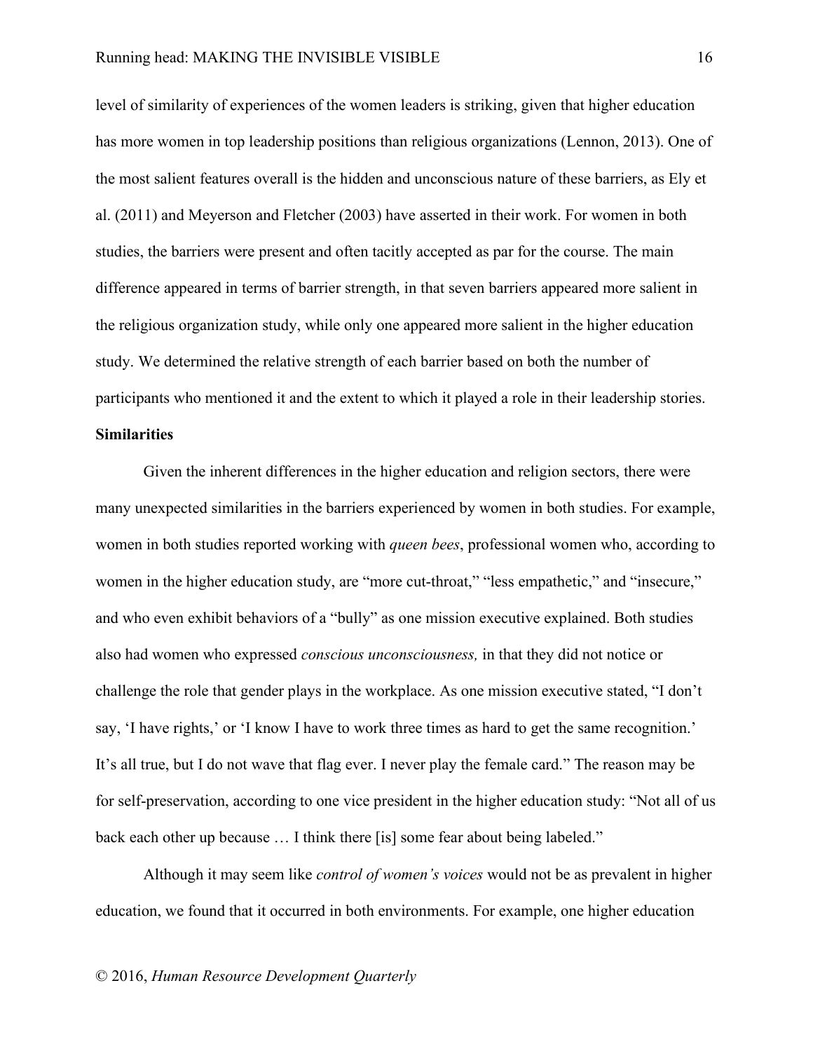level of similarity of experiences of the women leaders is striking, given that higher education has more women in top leadership positions than religious organizations (Lennon, 2013). One of the most salient features overall is the hidden and unconscious nature of these barriers, as Ely et al. (2011) and Meyerson and Fletcher (2003) have asserted in their work. For women in both studies, the barriers were present and often tacitly accepted as par for the course. The main difference appeared in terms of barrier strength, in that seven barriers appeared more salient in the religious organization study, while only one appeared more salient in the higher education study. We determined the relative strength of each barrier based on both the number of participants who mentioned it and the extent to which it played a role in their leadership stories.

**Similarities**

Given the inherent differences in the higher education and religion sectors, there were many unexpected similarities in the barriers experienced by women in both studies. For example, women in both studies reported working with *queen bees*, professional women who, according to women in the higher education study, are "more cut-throat," "less empathetic," and "insecure," and who even exhibit behaviors of a "bully" as one mission executive explained. Both studies also had women who expressed *conscious unconsciousness,* in that they did not notice or challenge the role that gender plays in the workplace. As one mission executive stated, "I don't say, 'I have rights,' or 'I know I have to work three times as hard to get the same recognition.' It's all true, but I do not wave that flag ever. I never play the female card." The reason may be for self-preservation, according to one vice president in the higher education study: "Not all of us back each other up because … I think there [is] some fear about being labeled."

Although it may seem like *control of women's voices* would not be as prevalent in higher education, we found that it occurred in both environments. For example, one higher education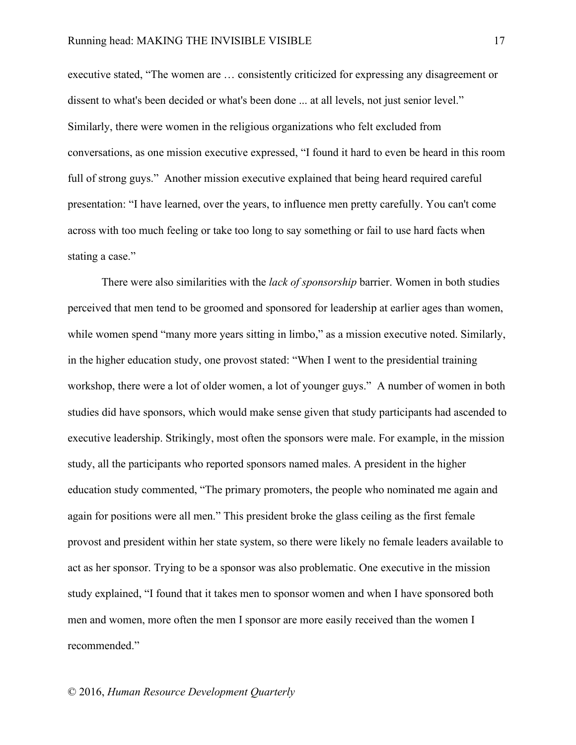executive stated, "The women are … consistently criticized for expressing any disagreement or dissent to what's been decided or what's been done ... at all levels, not just senior level." Similarly, there were women in the religious organizations who felt excluded from conversations, as one mission executive expressed, "I found it hard to even be heard in this room full of strong guys." Another mission executive explained that being heard required careful presentation: "I have learned, over the years, to influence men pretty carefully. You can't come across with too much feeling or take too long to say something or fail to use hard facts when stating a case."

There were also similarities with the *lack of sponsorship* barrier. Women in both studies perceived that men tend to be groomed and sponsored for leadership at earlier ages than women, while women spend "many more years sitting in limbo," as a mission executive noted. Similarly, in the higher education study, one provost stated: "When I went to the presidential training workshop, there were a lot of older women, a lot of younger guys." A number of women in both studies did have sponsors, which would make sense given that study participants had ascended to executive leadership. Strikingly, most often the sponsors were male. For example, in the mission study, all the participants who reported sponsors named males. A president in the higher education study commented, "The primary promoters, the people who nominated me again and again for positions were all men." This president broke the glass ceiling as the first female provost and president within her state system, so there were likely no female leaders available to act as her sponsor. Trying to be a sponsor was also problematic. One executive in the mission study explained, "I found that it takes men to sponsor women and when I have sponsored both men and women, more often the men I sponsor are more easily received than the women I recommended."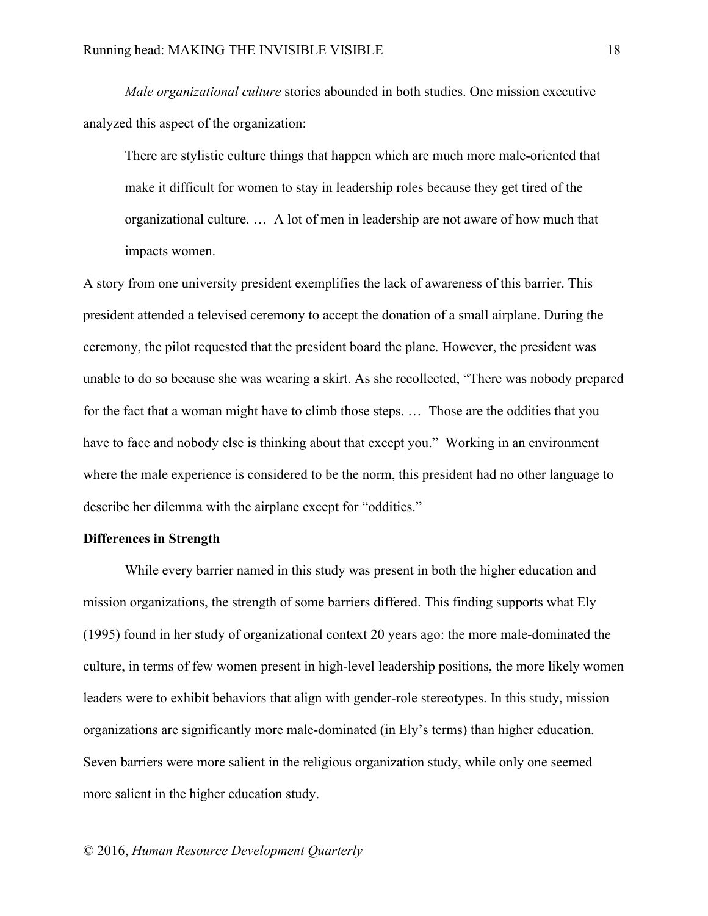*Male organizational culture* stories abounded in both studies. One mission executive analyzed this aspect of the organization:

> There are stylistic culture things that happen which are much more male-oriented that make it difficult for women to stay in leadership roles because they get tired of the organizational culture. … A lot of men in leadership are not aware of how much that impacts women.

A story from one university president exemplifies the lack of awareness of this barrier. This president attended a televised ceremony to accept the donation of a small airplane. During the ceremony, the pilot requested that the president board the plane. However, the president was unable to do so because she was wearing a skirt. As she recollected, "There was nobody prepared for the fact that a woman might have to climb those steps. … Those are the oddities that you have to face and nobody else is thinking about that except you." Working in an environment where the male experience is considered to be the norm, this president had no other language to describe her dilemma with the airplane except for "oddities."

**Differences in Strength**

While every barrier named in this study was present in both the higher education and mission organizations, the strength of some barriers differed. This finding supports what Ely (1995) found in her study of organizational context 20 years ago: the more male-dominated the culture, in terms of few women present in high-level leadership positions, the more likely women leaders were to exhibit behaviors that align with gender-role stereotypes. In this study, mission organizations are significantly more male-dominated (in Ely's terms) than higher education. Seven barriers were more salient in the religious organization study, while only one seemed more salient in the higher education study.

© 2016, *Human Resource Development Quarterly*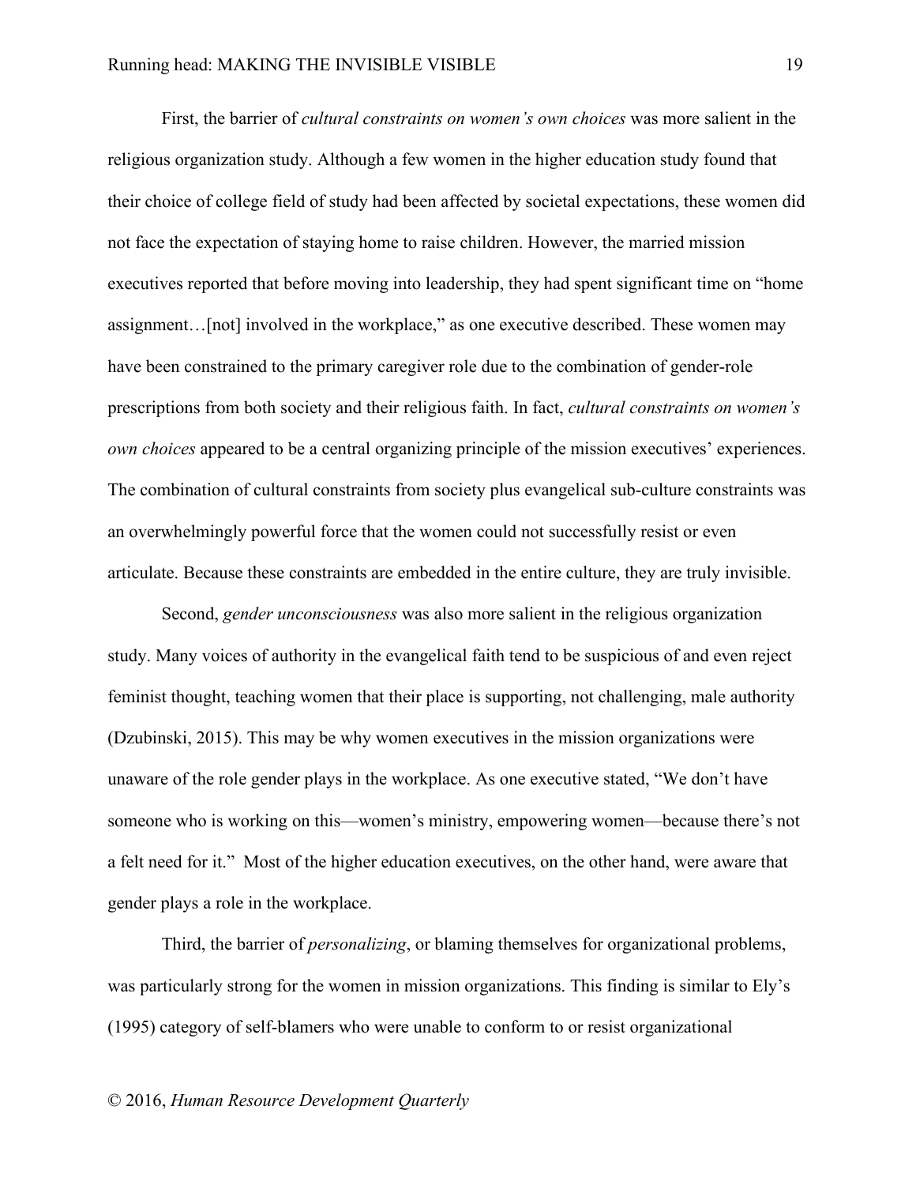First, the barrier of *cultural constraints on women's own choices* was more salient in the religious organization study. Although a few women in the higher education study found that their choice of college field of study had been affected by societal expectations, these women did not face the expectation of staying home to raise children. However, the married mission executives reported that before moving into leadership, they had spent significant time on "home assignment…[not] involved in the workplace," as one executive described. These women may have been constrained to the primary caregiver role due to the combination of gender-role prescriptions from both society and their religious faith. In fact, *cultural constraints on women's own choices* appeared to be a central organizing principle of the mission executives' experiences. The combination of cultural constraints from society plus evangelical sub-culture constraints was an overwhelmingly powerful force that the women could not successfully resist or even articulate. Because these constraints are embedded in the entire culture, they are truly invisible.

Second, *gender unconsciousness* was also more salient in the religious organization study. Many voices of authority in the evangelical faith tend to be suspicious of and even reject feminist thought, teaching women that their place is supporting, not challenging, male authority (Dzubinski, 2015). This may be why women executives in the mission organizations were unaware of the role gender plays in the workplace. As one executive stated, "We don't have someone who is working on this—women's ministry, empowering women—because there's not a felt need for it." Most of the higher education executives, on the other hand, were aware that gender plays a role in the workplace.

Third, the barrier of *personalizing*, or blaming themselves for organizational problems, was particularly strong for the women in mission organizations. This finding is similar to Ely's (1995) category of self-blamers who were unable to conform to or resist organizational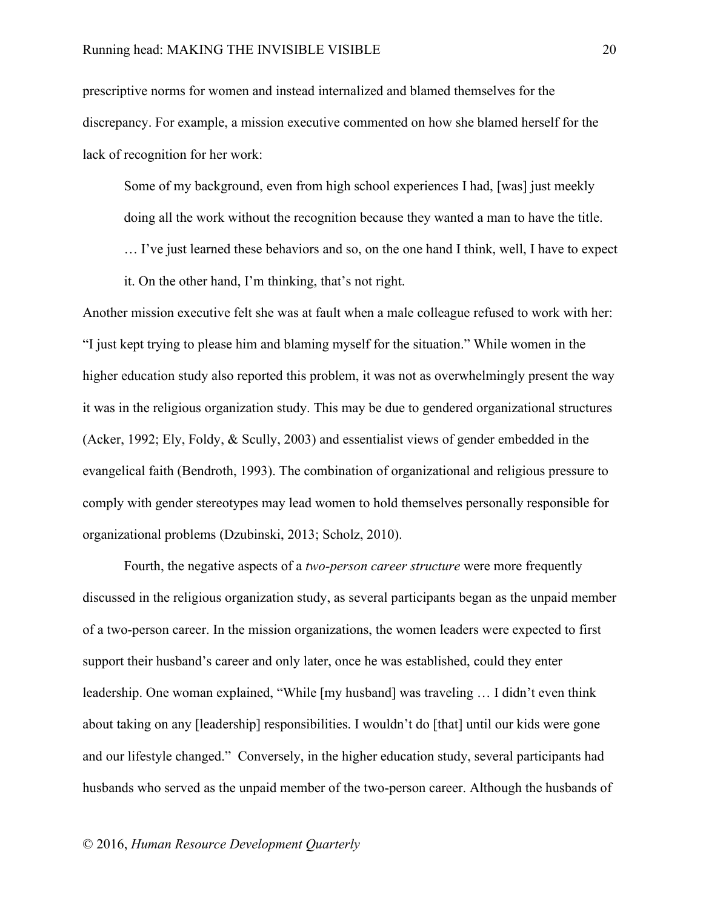prescriptive norms for women and instead internalized and blamed themselves for the discrepancy. For example, a mission executive commented on how she blamed herself for the lack of recognition for her work:

> Some of my background, even from high school experiences I had, [was] just meekly doing all the work without the recognition because they wanted a man to have the title. … I've just learned these behaviors and so, on the one hand I think, well, I have to expect it. On the other hand, I'm thinking, that's not right.

Another mission executive felt she was at fault when a male colleague refused to work with her: "I just kept trying to please him and blaming myself for the situation." While women in the higher education study also reported this problem, it was not as overwhelmingly present the way it was in the religious organization study. This may be due to gendered organizational structures (Acker, 1992; Ely, Foldy, & Scully, 2003) and essentialist views of gender embedded in the evangelical faith (Bendroth, 1993). The combination of organizational and religious pressure to comply with gender stereotypes may lead women to hold themselves personally responsible for organizational problems (Dzubinski, 2013; Scholz, 2010).

Fourth, the negative aspects of a *two-person career structure* were more frequently discussed in the religious organization study, as several participants began as the unpaid member of a two-person career. In the mission organizations, the women leaders were expected to first support their husband's career and only later, once he was established, could they enter leadership. One woman explained, "While [my husband] was traveling … I didn't even think about taking on any [leadership] responsibilities. I wouldn't do [that] until our kids were gone and our lifestyle changed." Conversely, in the higher education study, several participants had husbands who served as the unpaid member of the two-person career. Although the husbands of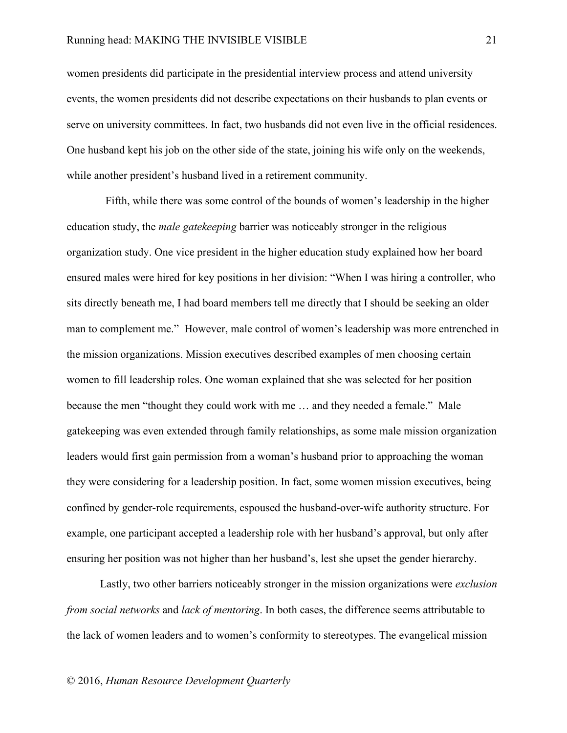women presidents did participate in the presidential interview process and attend university events, the women presidents did not describe expectations on their husbands to plan events or serve on university committees. In fact, two husbands did not even live in the official residences. One husband kept his job on the other side of the state, joining his wife only on the weekends, while another president's husband lived in a retirement community.

Fifth, while there was some control of the bounds of women's leadership in the higher education study, the *male gatekeeping* barrier was noticeably stronger in the religious organization study. One vice president in the higher education study explained how her board ensured males were hired for key positions in her division: "When I was hiring a controller, who sits directly beneath me, I had board members tell me directly that I should be seeking an older man to complement me." However, male control of women's leadership was more entrenched in the mission organizations. Mission executives described examples of men choosing certain women to fill leadership roles. One woman explained that she was selected for her position because the men "thought they could work with me … and they needed a female." Male gatekeeping was even extended through family relationships, as some male mission organization leaders would first gain permission from a woman's husband prior to approaching the woman they were considering for a leadership position. In fact, some women mission executives, being confined by gender-role requirements, espoused the husband-over-wife authority structure. For example, one participant accepted a leadership role with her husband's approval, but only after ensuring her position was not higher than her husband's, lest she upset the gender hierarchy.

Lastly, two other barriers noticeably stronger in the mission organizations were *exclusion from social networks* and *lack of mentoring*. In both cases, the difference seems attributable to the lack of women leaders and to women's conformity to stereotypes. The evangelical mission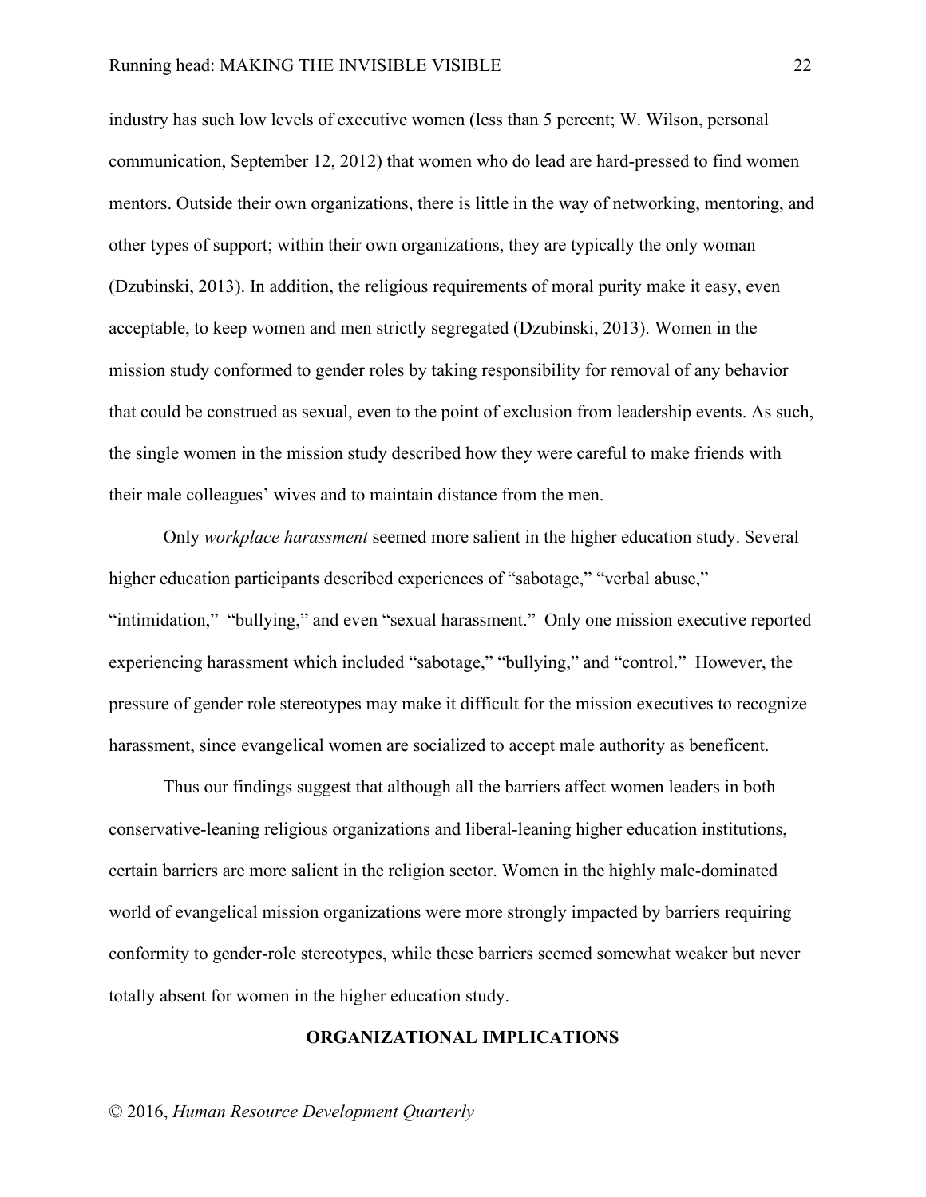industry has such low levels of executive women (less than 5 percent; W. Wilson, personal communication, September 12, 2012) that women who do lead are hard-pressed to find women mentors. Outside their own organizations, there is little in the way of networking, mentoring, and other types of support; within their own organizations, they are typically the only woman (Dzubinski, 2013). In addition, the religious requirements of moral purity make it easy, even acceptable, to keep women and men strictly segregated (Dzubinski, 2013). Women in the mission study conformed to gender roles by taking responsibility for removal of any behavior that could be construed as sexual, even to the point of exclusion from leadership events. As such, the single women in the mission study described how they were careful to make friends with their male colleagues' wives and to maintain distance from the men.

Only *workplace harassment* seemed more salient in the higher education study. Several higher education participants described experiences of "sabotage," "verbal abuse," "intimidation," "bullying," and even "sexual harassment." Only one mission executive reported experiencing harassment which included "sabotage," "bullying," and "control." However, the pressure of gender role stereotypes may make it difficult for the mission executives to recognize harassment, since evangelical women are socialized to accept male authority as beneficent.

Thus our findings suggest that although all the barriers affect women leaders in both conservative-leaning religious organizations and liberal-leaning higher education institutions, certain barriers are more salient in the religion sector. Women in the highly male-dominated world of evangelical mission organizations were more strongly impacted by barriers requiring conformity to gender-role stereotypes, while these barriers seemed somewhat weaker but never totally absent for women in the higher education study.

## ORGANIZATIONAL IMPLICATIONS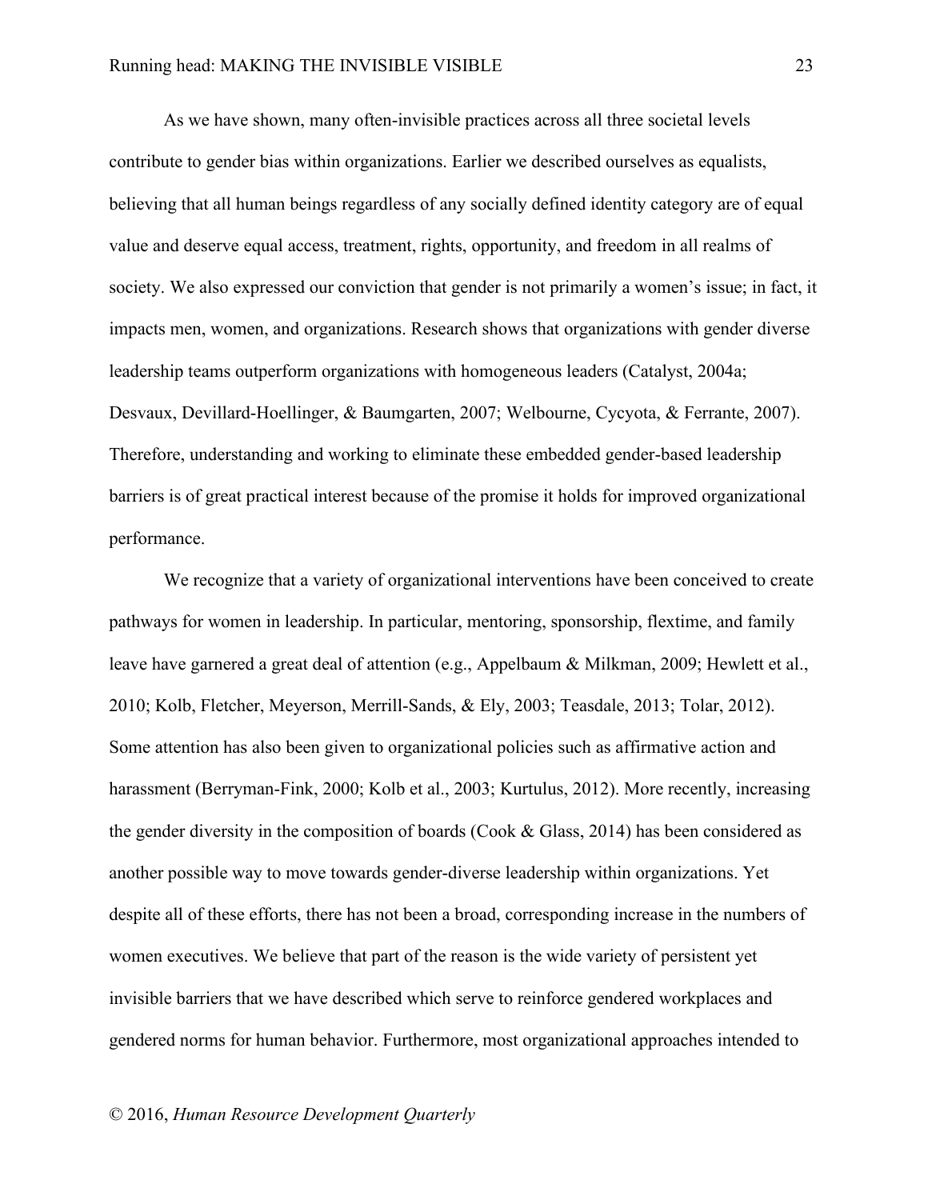As we have shown, many often-invisible practices across all three societal levels contribute to gender bias within organizations. Earlier we described ourselves as equalists, believing that all human beings regardless of any socially defined identity category are of equal value and deserve equal access, treatment, rights, opportunity, and freedom in all realms of society. We also expressed our conviction that gender is not primarily a women's issue; in fact, it impacts men, women, and organizations. Research shows that organizations with gender diverse leadership teams outperform organizations with homogeneous leaders (Catalyst, 2004a; Desvaux, Devillard-Hoellinger, & Baumgarten, 2007; Welbourne, Cycyota, & Ferrante, 2007). Therefore, understanding and working to eliminate these embedded gender-based leadership barriers is of great practical interest because of the promise it holds for improved organizational performance.

We recognize that a variety of organizational interventions have been conceived to create pathways for women in leadership. In particular, mentoring, sponsorship, flextime, and family leave have garnered a great deal of attention (e.g., Appelbaum & Milkman, 2009; Hewlett et al., 2010; Kolb, Fletcher, Meyerson, Merrill-Sands, & Ely, 2003; Teasdale, 2013; Tolar, 2012). Some attention has also been given to organizational policies such as affirmative action and harassment (Berryman-Fink, 2000; Kolb et al., 2003; Kurtulus, 2012). More recently, increasing the gender diversity in the composition of boards (Cook & Glass, 2014) has been considered as another possible way to move towards gender-diverse leadership within organizations. Yet despite all of these efforts, there has not been a broad, corresponding increase in the numbers of women executives. We believe that part of the reason is the wide variety of persistent yet invisible barriers that we have described which serve to reinforce gendered workplaces and gendered norms for human behavior. Furthermore, most organizational approaches intended to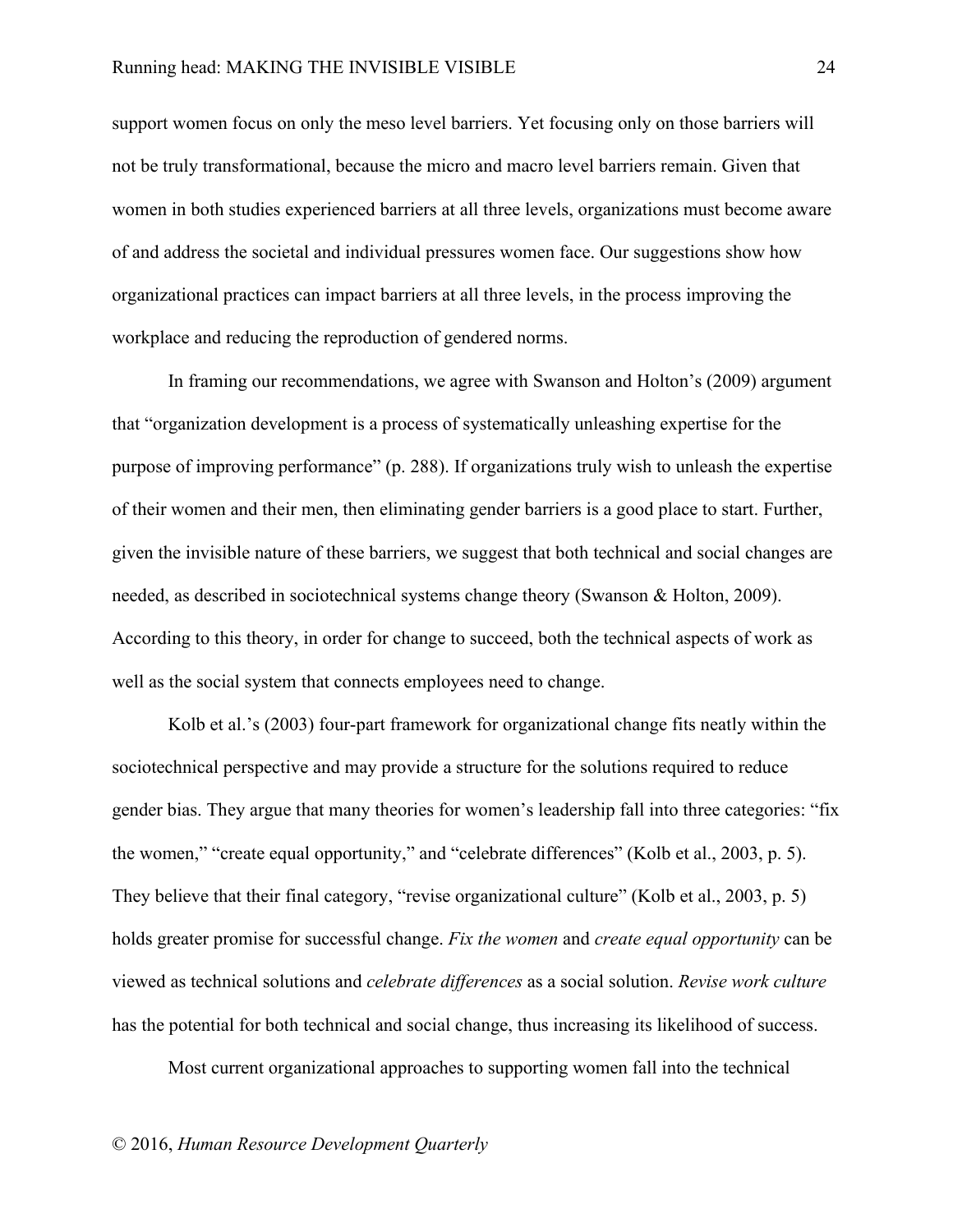support women focus on only the meso level barriers. Yet focusing only on those barriers will not be truly transformational, because the micro and macro level barriers remain. Given that women in both studies experienced barriers at all three levels, organizations must become aware of and address the societal and individual pressures women face. Our suggestions show how organizational practices can impact barriers at all three levels, in the process improving the workplace and reducing the reproduction of gendered norms.

In framing our recommendations, we agree with Swanson and Holton's (2009) argument that "organization development is a process of systematically unleashing expertise for the purpose of improving performance" (p. 288). If organizations truly wish to unleash the expertise of their women and their men, then eliminating gender barriers is a good place to start. Further, given the invisible nature of these barriers, we suggest that both technical and social changes are needed, as described in sociotechnical systems change theory (Swanson & Holton, 2009). According to this theory, in order for change to succeed, both the technical aspects of work as well as the social system that connects employees need to change.

Kolb et al.'s (2003) four-part framework for organizational change fits neatly within the sociotechnical perspective and may provide a structure for the solutions required to reduce gender bias. They argue that many theories for women's leadership fall into three categories: "fix the women," "create equal opportunity," and "celebrate differences" (Kolb et al., 2003, p. 5). They believe that their final category, "revise organizational culture" (Kolb et al., 2003, p. 5) holds greater promise for successful change. *Fix the women* and *create equal opportunity* can be viewed as technical solutions and *celebrate differences* as a social solution. *Revise work culture* has the potential for both technical and social change, thus increasing its likelihood of success.

Most current organizational approaches to supporting women fall into the technical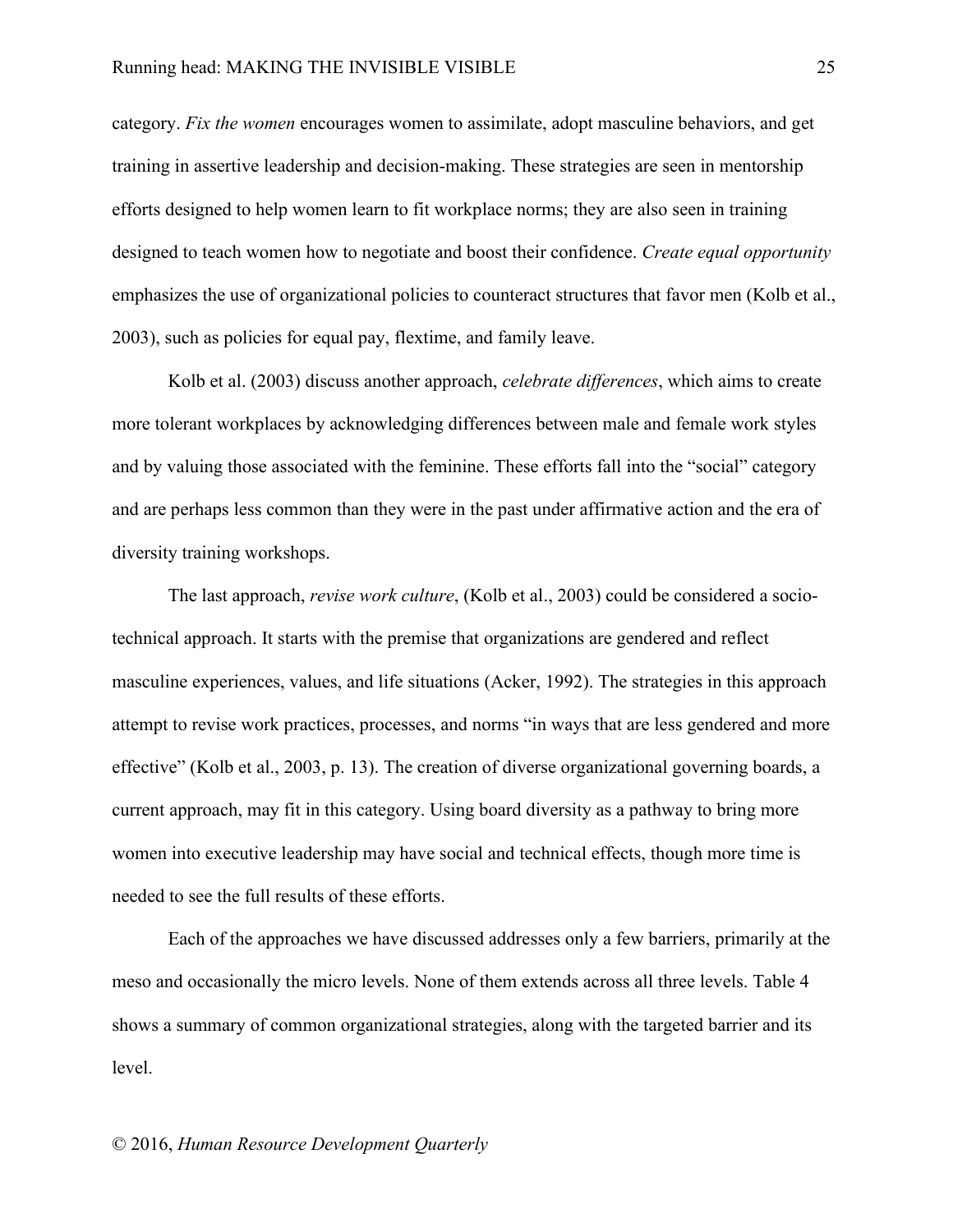category. *Fix the women* encourages women to assimilate, adopt masculine behaviors, and get training in assertive leadership and decision-making. These strategies are seen in mentorship efforts designed to help women learn to fit workplace norms; they are also seen in training designed to teach women how to negotiate and boost their confidence. *Create equal opportunity* emphasizes the use of organizational policies to counteract structures that favor men (Kolb et al., 2003), such as policies for equal pay, flextime, and family leave.

Kolb et al. (2003) discuss another approach, *celebrate differences*, which aims to create more tolerant workplaces by acknowledging differences between male and female work styles and by valuing those associated with the feminine. These efforts fall into the "social" category and are perhaps less common than they were in the past under affirmative action and the era of diversity training workshops.

The last approach, *revise work culture*, (Kolb et al., 2003) could be considered a socio-technical approach. It starts with the premise that organizations are gendered and reflect masculine experiences, values, and life situations (Acker, 1992). The strategies in this approach attempt to revise work practices, processes, and norms "in ways that are less gendered and more effective" (Kolb et al., 2003, p. 13). The creation of diverse organizational governing boards, a current approach, may fit in this category. Using board diversity as a pathway to bring more women into executive leadership may have social and technical effects, though more time is needed to see the full results of these efforts.

Each of the approaches we have discussed addresses only a few barriers, primarily at the meso and occasionally the micro levels. None of them extends across all three levels. Table 4 shows a summary of common organizational strategies, along with the targeted barrier and its level.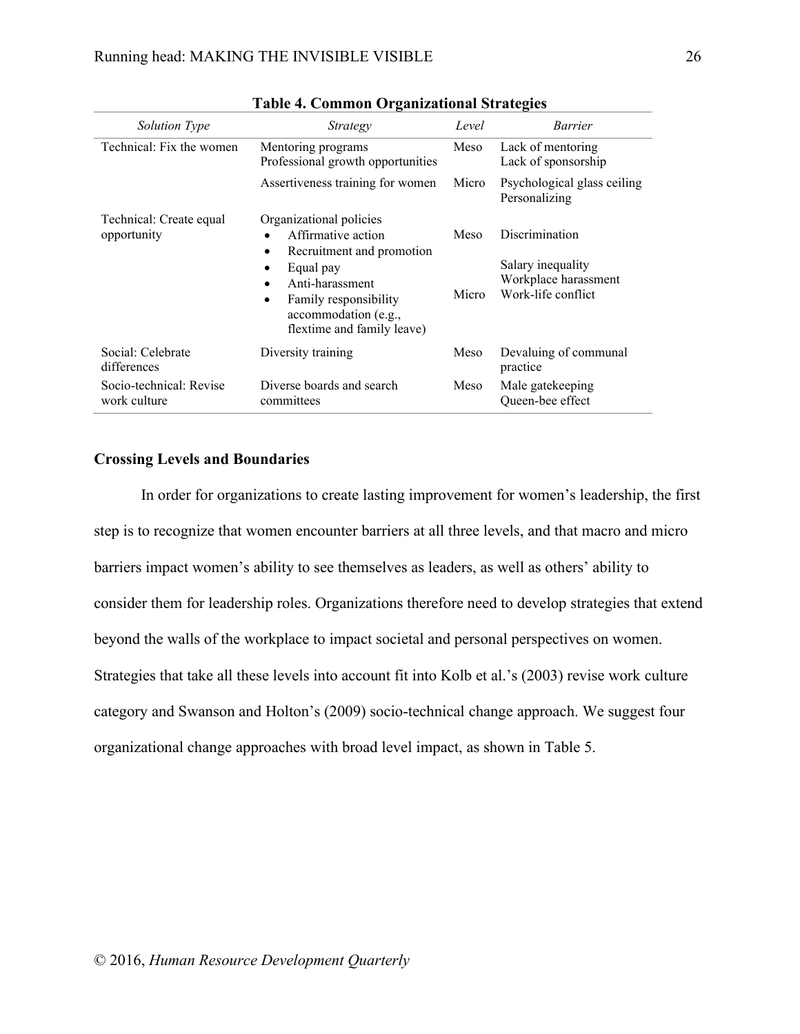**Table 4. Common Organizational Strategies**

| *Solution Type* | *Strategy* | *Level* | *Barrier* |
|---|---|---|---|
| Technical: Fix the women | Mentoring programs<br>Professional growth opportunities | Meso | Lack of mentoring<br>Lack of sponsorship |
| | Assertiveness training for women | Micro | Psychological glass ceiling<br>Personalizing |
| Technical: Create equal opportunity | Organizational policies<br>• Affirmative action<br>• Recruitment and promotion<br>• Equal pay<br>• Anti-harassment<br>• Family responsibility accommodation (e.g., flextime and family leave) | Meso<br><br><br>Micro | Discrimination<br><br>Salary inequality<br>Workplace harassment<br>Work-life conflict |
| Social: Celebrate differences | Diversity training | Meso | Devaluing of communal practice |
| Socio-technical: Revise work culture | Diverse boards and search committees | Meso | Male gatekeeping<br>Queen-bee effect |

**Crossing Levels and Boundaries**

In order for organizations to create lasting improvement for women's leadership, the first step is to recognize that women encounter barriers at all three levels, and that macro and micro barriers impact women's ability to see themselves as leaders, as well as others' ability to consider them for leadership roles. Organizations therefore need to develop strategies that extend beyond the walls of the workplace to impact societal and personal perspectives on women. Strategies that take all these levels into account fit into Kolb et al.'s (2003) revise work culture category and Swanson and Holton's (2009) socio-technical change approach. We suggest four organizational change approaches with broad level impact, as shown in Table 5.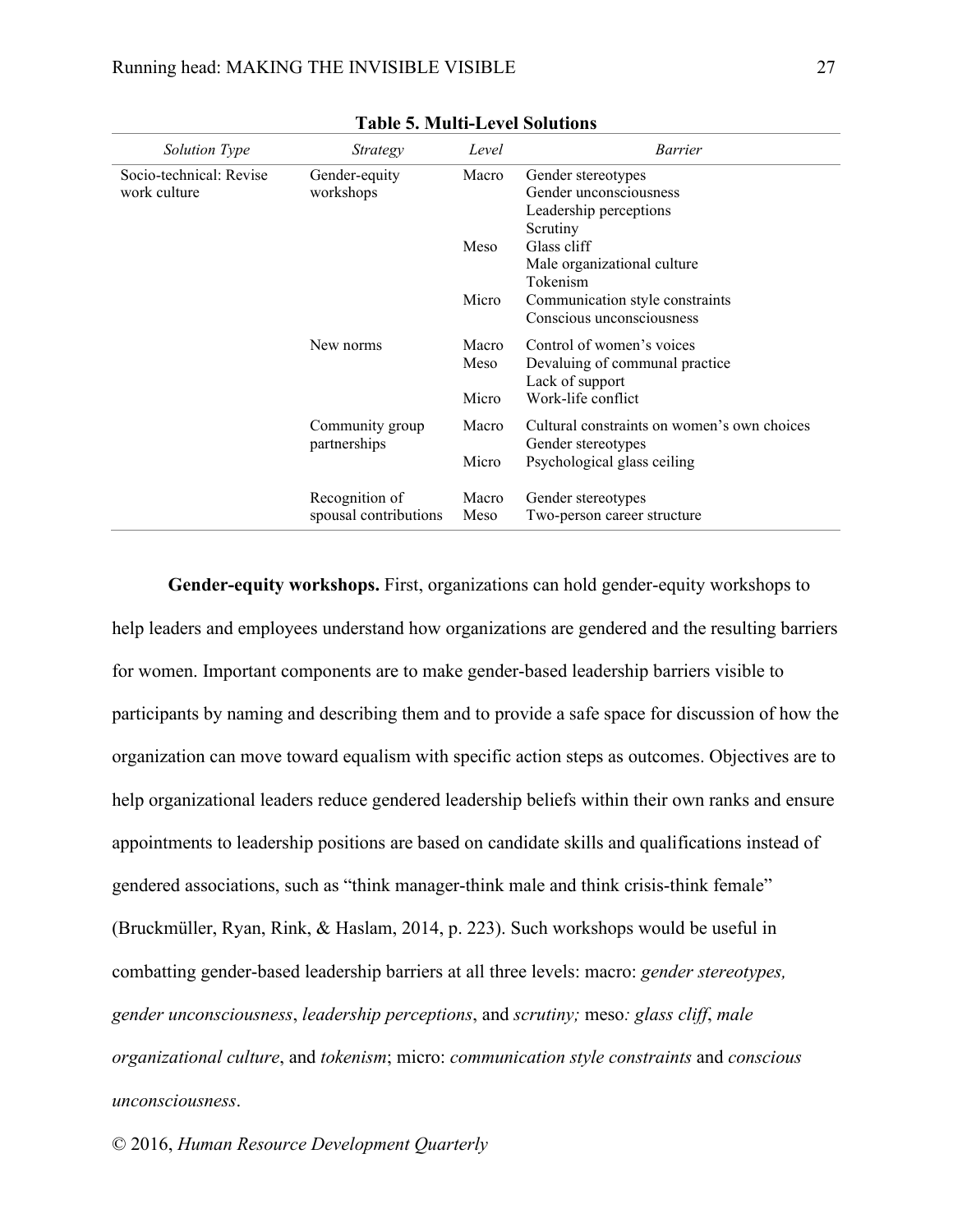**Table 5. Multi-Level Solutions**

| *Solution Type* | *Strategy* | *Level* | *Barrier* |
|---|---|---|---|
| Socio-technical: Revise work culture | Gender-equity workshops | Macro | Gender stereotypes<br>Gender unconsciousness<br>Leadership perceptions<br>Scrutiny |
| | | Meso | Glass cliff<br>Male organizational culture<br>Tokenism |
| | | Micro | Communication style constraints<br>Conscious unconsciousness |
| | New norms | Macro | Control of women's voices |
| | | Meso | Devaluing of communal practice<br>Lack of support |
| | | Micro | Work-life conflict |
| | Community group partnerships | Macro | Cultural constraints on women's own choices<br>Gender stereotypes |
| | | Micro | Psychological glass ceiling |
| | Recognition of spousal contributions | Macro | Gender stereotypes |
| | | Meso | Two-person career structure |

**Gender-equity workshops.** First, organizations can hold gender-equity workshops to help leaders and employees understand how organizations are gendered and the resulting barriers for women. Important components are to make gender-based leadership barriers visible to participants by naming and describing them and to provide a safe space for discussion of how the organization can move toward equalism with specific action steps as outcomes. Objectives are to help organizational leaders reduce gendered leadership beliefs within their own ranks and ensure appointments to leadership positions are based on candidate skills and qualifications instead of gendered associations, such as "think manager-think male and think crisis-think female" (Bruckmüller, Ryan, Rink, & Haslam, 2014, p. 223). Such workshops would be useful in combatting gender-based leadership barriers at all three levels: macro: *gender stereotypes, gender unconsciousness*, *leadership perceptions*, and *scrutiny;* meso*: glass cliff*, *male organizational culture*, and *tokenism*; micro: *communication style constraints* and *conscious unconsciousness*.

© 2016, *Human Resource Development Quarterly*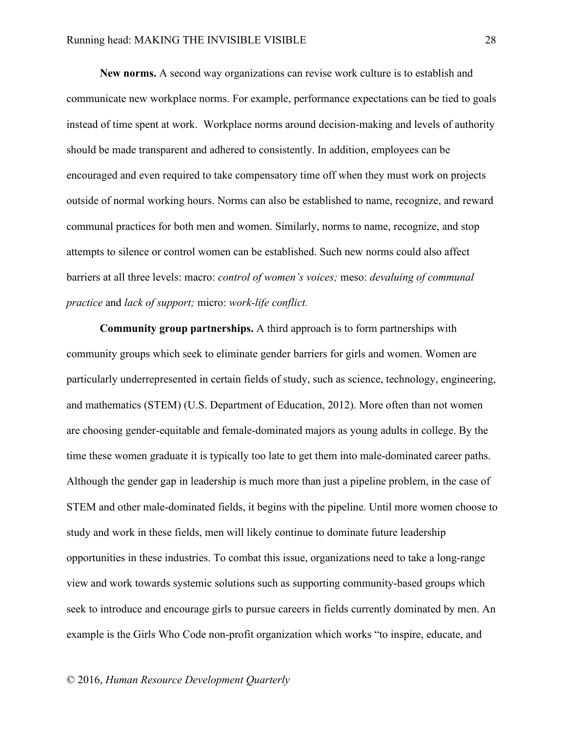**New norms.** A second way organizations can revise work culture is to establish and communicate new workplace norms. For example, performance expectations can be tied to goals instead of time spent at work. Workplace norms around decision-making and levels of authority should be made transparent and adhered to consistently. In addition, employees can be encouraged and even required to take compensatory time off when they must work on projects outside of normal working hours. Norms can also be established to name, recognize, and reward communal practices for both men and women. Similarly, norms to name, recognize, and stop attempts to silence or control women can be established. Such new norms could also affect barriers at all three levels: macro: *control of women's voices;* meso: *devaluing of communal practice* and *lack of support;* micro: *work-life conflict.*

**Community group partnerships.** A third approach is to form partnerships with community groups which seek to eliminate gender barriers for girls and women. Women are particularly underrepresented in certain fields of study, such as science, technology, engineering, and mathematics (STEM) (U.S. Department of Education, 2012). More often than not women are choosing gender-equitable and female-dominated majors as young adults in college. By the time these women graduate it is typically too late to get them into male-dominated career paths. Although the gender gap in leadership is much more than just a pipeline problem, in the case of STEM and other male-dominated fields, it begins with the pipeline. Until more women choose to study and work in these fields, men will likely continue to dominate future leadership opportunities in these industries. To combat this issue, organizations need to take a long-range view and work towards systemic solutions such as supporting community-based groups which seek to introduce and encourage girls to pursue careers in fields currently dominated by men. An example is the Girls Who Code non-profit organization which works "to inspire, educate, and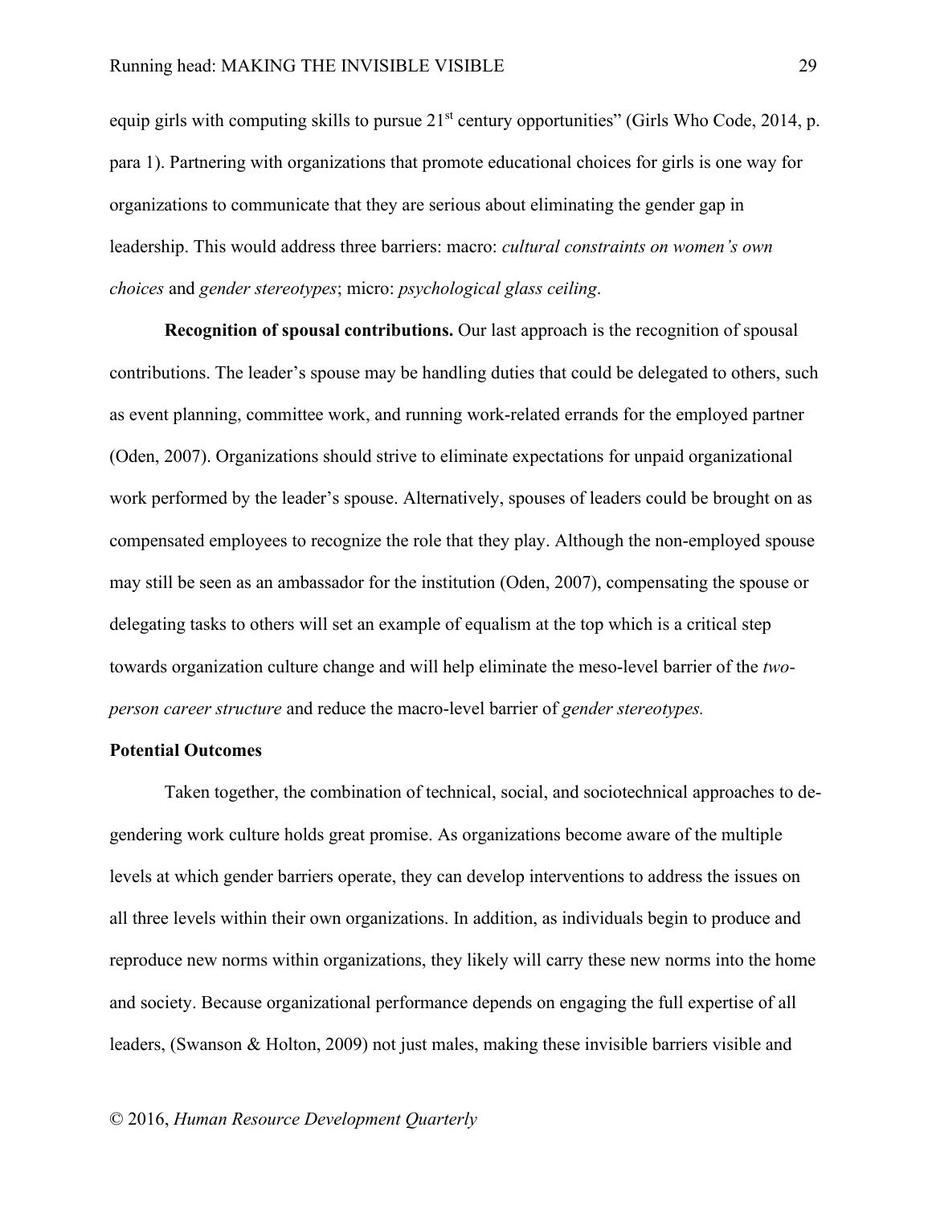equip girls with computing skills to pursue 21st century opportunities" (Girls Who Code, 2014, p. para 1). Partnering with organizations that promote educational choices for girls is one way for organizations to communicate that they are serious about eliminating the gender gap in leadership. This would address three barriers: macro: *cultural constraints on women's own choices* and *gender stereotypes*; micro: *psychological glass ceiling*.

**Recognition of spousal contributions.** Our last approach is the recognition of spousal contributions. The leader's spouse may be handling duties that could be delegated to others, such as event planning, committee work, and running work-related errands for the employed partner (Oden, 2007). Organizations should strive to eliminate expectations for unpaid organizational work performed by the leader's spouse. Alternatively, spouses of leaders could be brought on as compensated employees to recognize the role that they play. Although the non-employed spouse may still be seen as an ambassador for the institution (Oden, 2007), compensating the spouse or delegating tasks to others will set an example of equalism at the top which is a critical step towards organization culture change and will help eliminate the meso-level barrier of the *two-person career structure* and reduce the macro-level barrier of *gender stereotypes.*

## Potential Outcomes

Taken together, the combination of technical, social, and sociotechnical approaches to de-gendering work culture holds great promise. As organizations become aware of the multiple levels at which gender barriers operate, they can develop interventions to address the issues on all three levels within their own organizations. In addition, as individuals begin to produce and reproduce new norms within organizations, they likely will carry these new norms into the home and society. Because organizational performance depends on engaging the full expertise of all leaders, (Swanson & Holton, 2009) not just males, making these invisible barriers visible and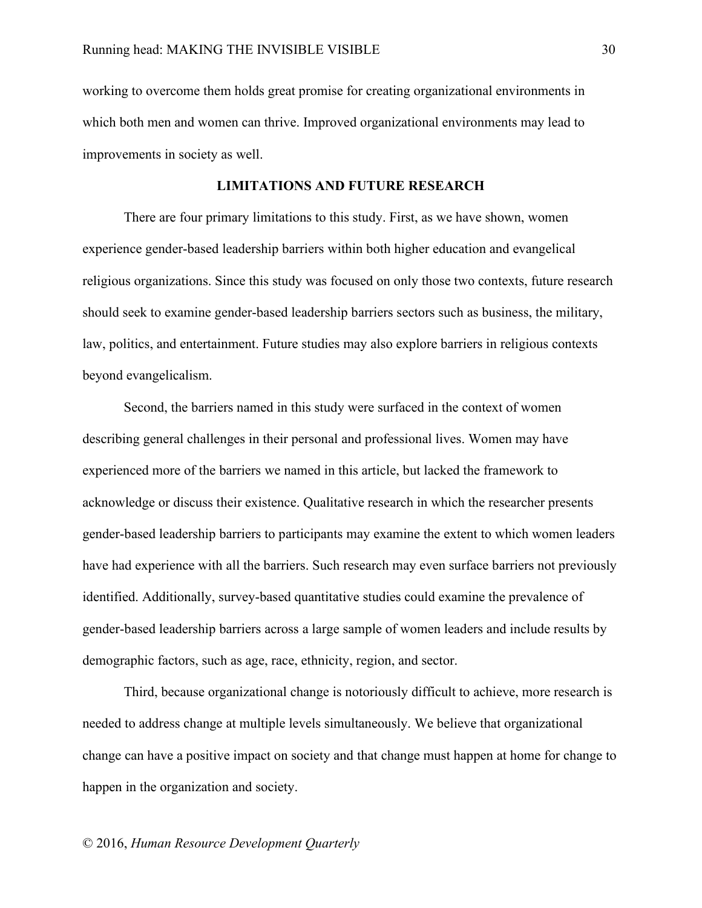working to overcome them holds great promise for creating organizational environments in which both men and women can thrive. Improved organizational environments may lead to improvements in society as well.

## LIMITATIONS AND FUTURE RESEARCH

There are four primary limitations to this study. First, as we have shown, women experience gender-based leadership barriers within both higher education and evangelical religious organizations. Since this study was focused on only those two contexts, future research should seek to examine gender-based leadership barriers sectors such as business, the military, law, politics, and entertainment. Future studies may also explore barriers in religious contexts beyond evangelicalism.

Second, the barriers named in this study were surfaced in the context of women describing general challenges in their personal and professional lives. Women may have experienced more of the barriers we named in this article, but lacked the framework to acknowledge or discuss their existence. Qualitative research in which the researcher presents gender-based leadership barriers to participants may examine the extent to which women leaders have had experience with all the barriers. Such research may even surface barriers not previously identified. Additionally, survey-based quantitative studies could examine the prevalence of gender-based leadership barriers across a large sample of women leaders and include results by demographic factors, such as age, race, ethnicity, region, and sector.

Third, because organizational change is notoriously difficult to achieve, more research is needed to address change at multiple levels simultaneously. We believe that organizational change can have a positive impact on society and that change must happen at home for change to happen in the organization and society.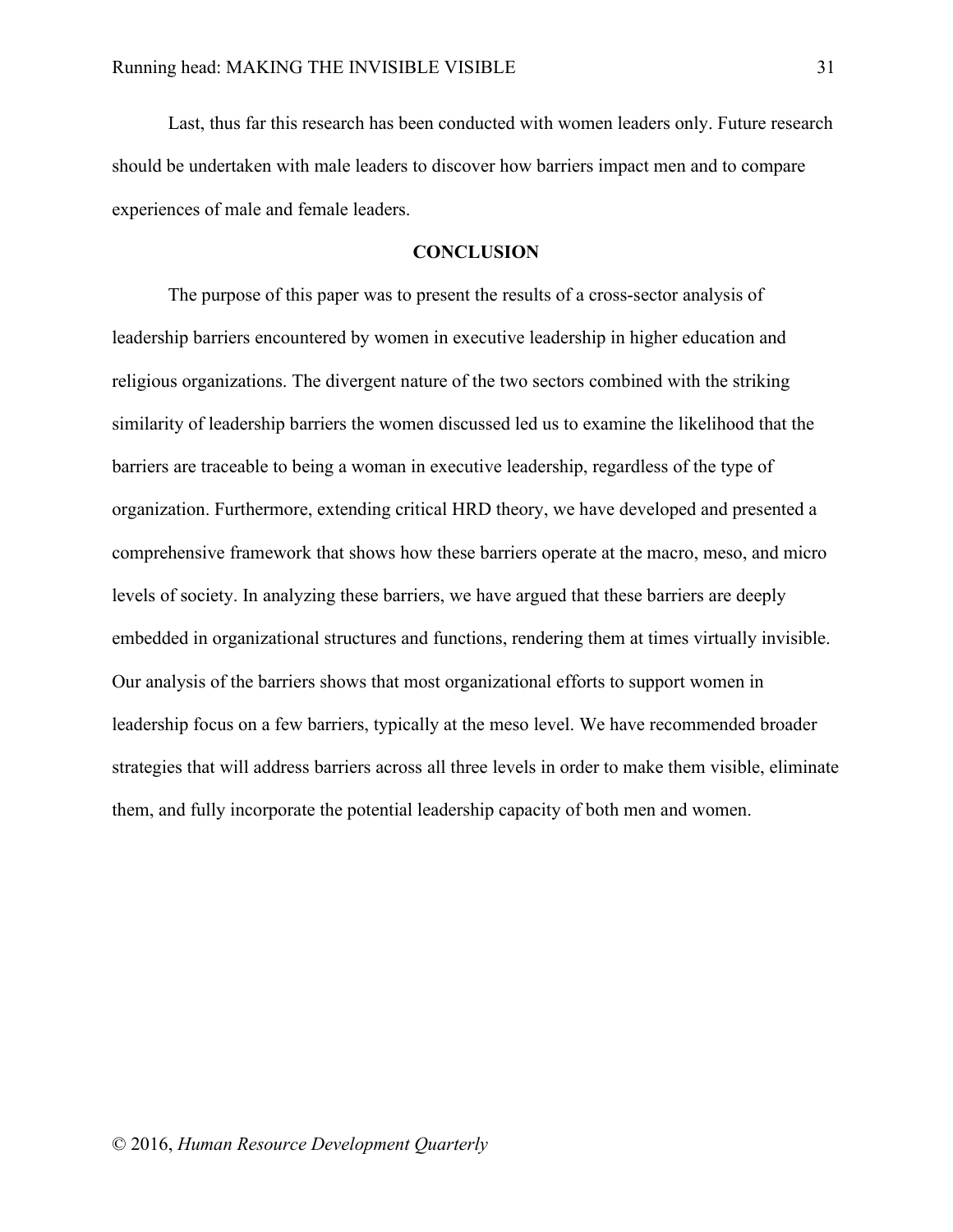Last, thus far this research has been conducted with women leaders only. Future research should be undertaken with male leaders to discover how barriers impact men and to compare experiences of male and female leaders.

## CONCLUSION

The purpose of this paper was to present the results of a cross-sector analysis of leadership barriers encountered by women in executive leadership in higher education and religious organizations. The divergent nature of the two sectors combined with the striking similarity of leadership barriers the women discussed led us to examine the likelihood that the barriers are traceable to being a woman in executive leadership, regardless of the type of organization. Furthermore, extending critical HRD theory, we have developed and presented a comprehensive framework that shows how these barriers operate at the macro, meso, and micro levels of society. In analyzing these barriers, we have argued that these barriers are deeply embedded in organizational structures and functions, rendering them at times virtually invisible. Our analysis of the barriers shows that most organizational efforts to support women in leadership focus on a few barriers, typically at the meso level. We have recommended broader strategies that will address barriers across all three levels in order to make them visible, eliminate them, and fully incorporate the potential leadership capacity of both men and women.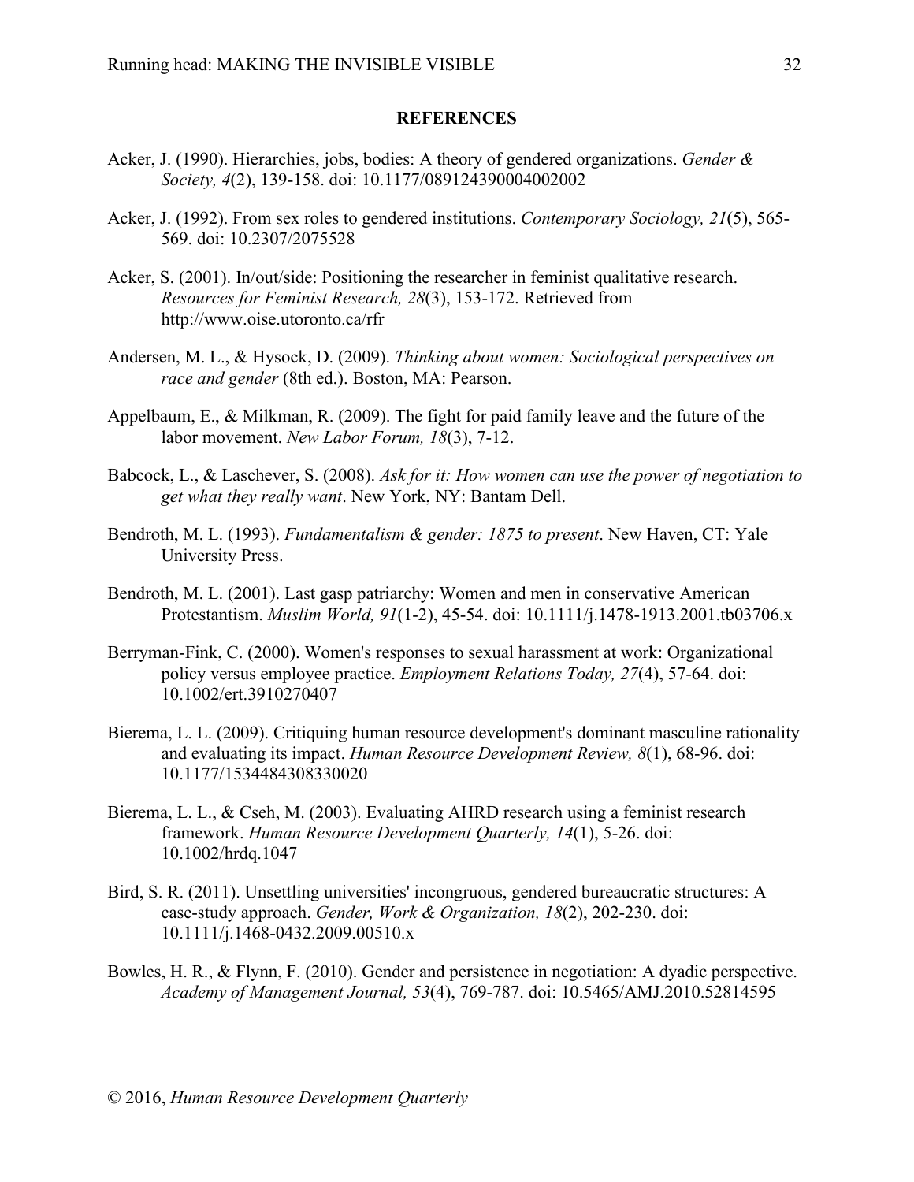## REFERENCES

Acker, J. (1990). Hierarchies, jobs, bodies: A theory of gendered organizations. *Gender & Society, 4*(2), 139-158. doi: 10.1177/089124390004002002

Acker, J. (1992). From sex roles to gendered institutions. *Contemporary Sociology, 21*(5), 565-569. doi: 10.2307/2075528

Acker, S. (2001). In/out/side: Positioning the researcher in feminist qualitative research. *Resources for Feminist Research, 28*(3), 153-172. Retrieved from http://www.oise.utoronto.ca/rfr

Andersen, M. L., & Hysock, D. (2009). *Thinking about women: Sociological perspectives on race and gender* (8th ed.). Boston, MA: Pearson.

Appelbaum, E., & Milkman, R. (2009). The fight for paid family leave and the future of the labor movement. *New Labor Forum, 18*(3), 7-12.

Babcock, L., & Laschever, S. (2008). *Ask for it: How women can use the power of negotiation to get what they really want*. New York, NY: Bantam Dell.

Bendroth, M. L. (1993). *Fundamentalism & gender: 1875 to present*. New Haven, CT: Yale University Press.

Bendroth, M. L. (2001). Last gasp patriarchy: Women and men in conservative American Protestantism. *Muslim World, 91*(1-2), 45-54. doi: 10.1111/j.1478-1913.2001.tb03706.x

Berryman-Fink, C. (2000). Women's responses to sexual harassment at work: Organizational policy versus employee practice. *Employment Relations Today, 27*(4), 57-64. doi: 10.1002/ert.3910270407

Bierema, L. L. (2009). Critiquing human resource development's dominant masculine rationality and evaluating its impact. *Human Resource Development Review, 8*(1), 68-96. doi: 10.1177/1534484308330020

Bierema, L. L., & Cseh, M. (2003). Evaluating AHRD research using a feminist research framework. *Human Resource Development Quarterly, 14*(1), 5-26. doi: 10.1002/hrdq.1047

Bird, S. R. (2011). Unsettling universities' incongruous, gendered bureaucratic structures: A case-study approach. *Gender, Work & Organization, 18*(2), 202-230. doi: 10.1111/j.1468-0432.2009.00510.x

Bowles, H. R., & Flynn, F. (2010). Gender and persistence in negotiation: A dyadic perspective. *Academy of Management Journal, 53*(4), 769-787. doi: 10.5465/AMJ.2010.52814595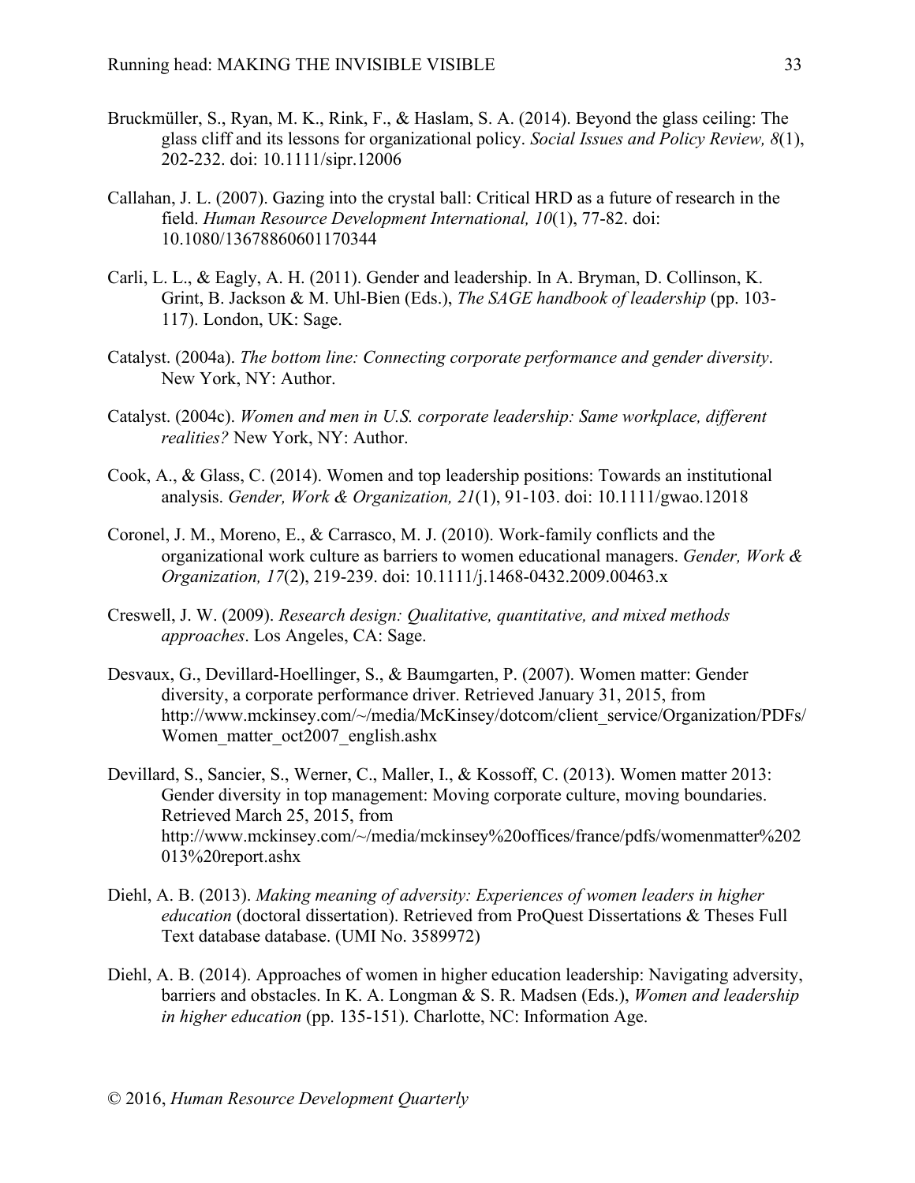Bruckmüller, S., Ryan, M. K., Rink, F., & Haslam, S. A. (2014). Beyond the glass ceiling: The glass cliff and its lessons for organizational policy. *Social Issues and Policy Review, 8*(1), 202-232. doi: 10.1111/sipr.12006

Callahan, J. L. (2007). Gazing into the crystal ball: Critical HRD as a future of research in the field. *Human Resource Development International, 10*(1), 77-82. doi: 10.1080/13678860601170344

Carli, L. L., & Eagly, A. H. (2011). Gender and leadership. In A. Bryman, D. Collinson, K. Grint, B. Jackson & M. Uhl-Bien (Eds.), *The SAGE handbook of leadership* (pp. 103-117). London, UK: Sage.

Catalyst. (2004a). *The bottom line: Connecting corporate performance and gender diversity*. New York, NY: Author.

Catalyst. (2004c). *Women and men in U.S. corporate leadership: Same workplace, different realities?* New York, NY: Author.

Cook, A., & Glass, C. (2014). Women and top leadership positions: Towards an institutional analysis. *Gender, Work & Organization, 21*(1), 91-103. doi: 10.1111/gwao.12018

Coronel, J. M., Moreno, E., & Carrasco, M. J. (2010). Work-family conflicts and the organizational work culture as barriers to women educational managers. *Gender, Work & Organization, 17*(2), 219-239. doi: 10.1111/j.1468-0432.2009.00463.x

Creswell, J. W. (2009). *Research design: Qualitative, quantitative, and mixed methods approaches*. Los Angeles, CA: Sage.

Desvaux, G., Devillard-Hoellinger, S., & Baumgarten, P. (2007). Women matter: Gender diversity, a corporate performance driver. Retrieved January 31, 2015, from http://www.mckinsey.com/~/media/McKinsey/dotcom/client_service/Organization/PDFs/Women_matter_oct2007_english.ashx

Devillard, S., Sancier, S., Werner, C., Maller, I., & Kossoff, C. (2013). Women matter 2013: Gender diversity in top management: Moving corporate culture, moving boundaries. Retrieved March 25, 2015, from http://www.mckinsey.com/~/media/mckinsey%20offices/france/pdfs/womenmatter%202013%20report.ashx

Diehl, A. B. (2013). *Making meaning of adversity: Experiences of women leaders in higher education* (doctoral dissertation). Retrieved from ProQuest Dissertations & Theses Full Text database database. (UMI No. 3589972)

Diehl, A. B. (2014). Approaches of women in higher education leadership: Navigating adversity, barriers and obstacles. In K. A. Longman & S. R. Madsen (Eds.), *Women and leadership in higher education* (pp. 135-151). Charlotte, NC: Information Age.

© 2016, *Human Resource Development Quarterly*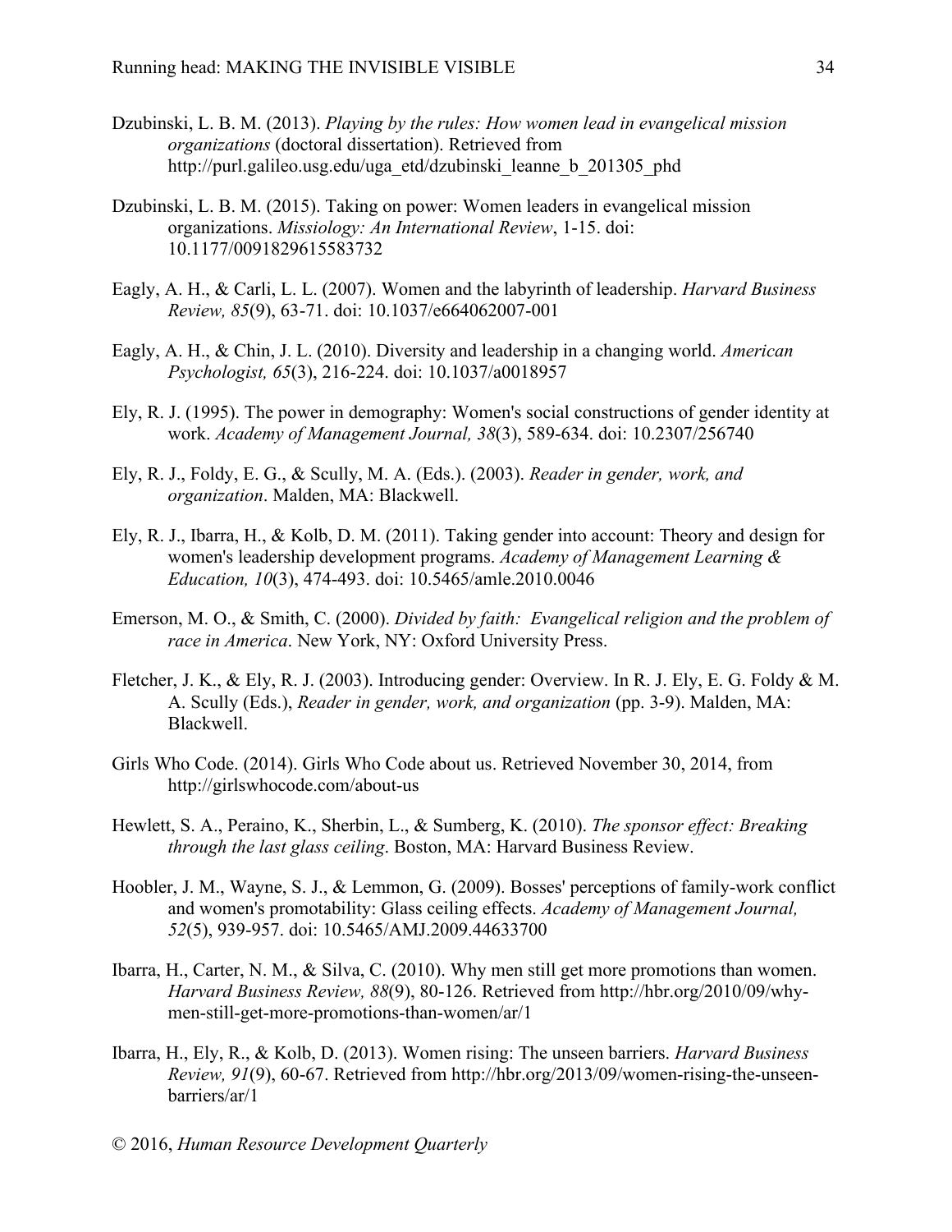Dzubinski, L. B. M. (2013). *Playing by the rules: How women lead in evangelical mission organizations* (doctoral dissertation). Retrieved from http://purl.galileo.usg.edu/uga_etd/dzubinski_leanne_b_201305_phd

Dzubinski, L. B. M. (2015). Taking on power: Women leaders in evangelical mission organizations. *Missiology: An International Review*, 1-15. doi: 10.1177/0091829615583732

Eagly, A. H., & Carli, L. L. (2007). Women and the labyrinth of leadership. *Harvard Business Review, 85*(9), 63-71. doi: 10.1037/e664062007-001

Eagly, A. H., & Chin, J. L. (2010). Diversity and leadership in a changing world. *American Psychologist, 65*(3), 216-224. doi: 10.1037/a0018957

Ely, R. J. (1995). The power in demography: Women's social constructions of gender identity at work. *Academy of Management Journal, 38*(3), 589-634. doi: 10.2307/256740

Ely, R. J., Foldy, E. G., & Scully, M. A. (Eds.). (2003). *Reader in gender, work, and organization*. Malden, MA: Blackwell.

Ely, R. J., Ibarra, H., & Kolb, D. M. (2011). Taking gender into account: Theory and design for women's leadership development programs. *Academy of Management Learning & Education, 10*(3), 474-493. doi: 10.5465/amle.2010.0046

Emerson, M. O., & Smith, C. (2000). *Divided by faith: Evangelical religion and the problem of race in America*. New York, NY: Oxford University Press.

Fletcher, J. K., & Ely, R. J. (2003). Introducing gender: Overview. In R. J. Ely, E. G. Foldy & M. A. Scully (Eds.), *Reader in gender, work, and organization* (pp. 3-9). Malden, MA: Blackwell.

Girls Who Code. (2014). Girls Who Code about us. Retrieved November 30, 2014, from http://girlswhocode.com/about-us

Hewlett, S. A., Peraino, K., Sherbin, L., & Sumberg, K. (2010). *The sponsor effect: Breaking through the last glass ceiling*. Boston, MA: Harvard Business Review.

Hoobler, J. M., Wayne, S. J., & Lemmon, G. (2009). Bosses' perceptions of family-work conflict and women's promotability: Glass ceiling effects. *Academy of Management Journal, 52*(5), 939-957. doi: 10.5465/AMJ.2009.44633700

Ibarra, H., Carter, N. M., & Silva, C. (2010). Why men still get more promotions than women. *Harvard Business Review, 88*(9), 80-126. Retrieved from http://hbr.org/2010/09/why-men-still-get-more-promotions-than-women/ar/1

Ibarra, H., Ely, R., & Kolb, D. (2013). Women rising: The unseen barriers. *Harvard Business Review, 91*(9), 60-67. Retrieved from http://hbr.org/2013/09/women-rising-the-unseen-barriers/ar/1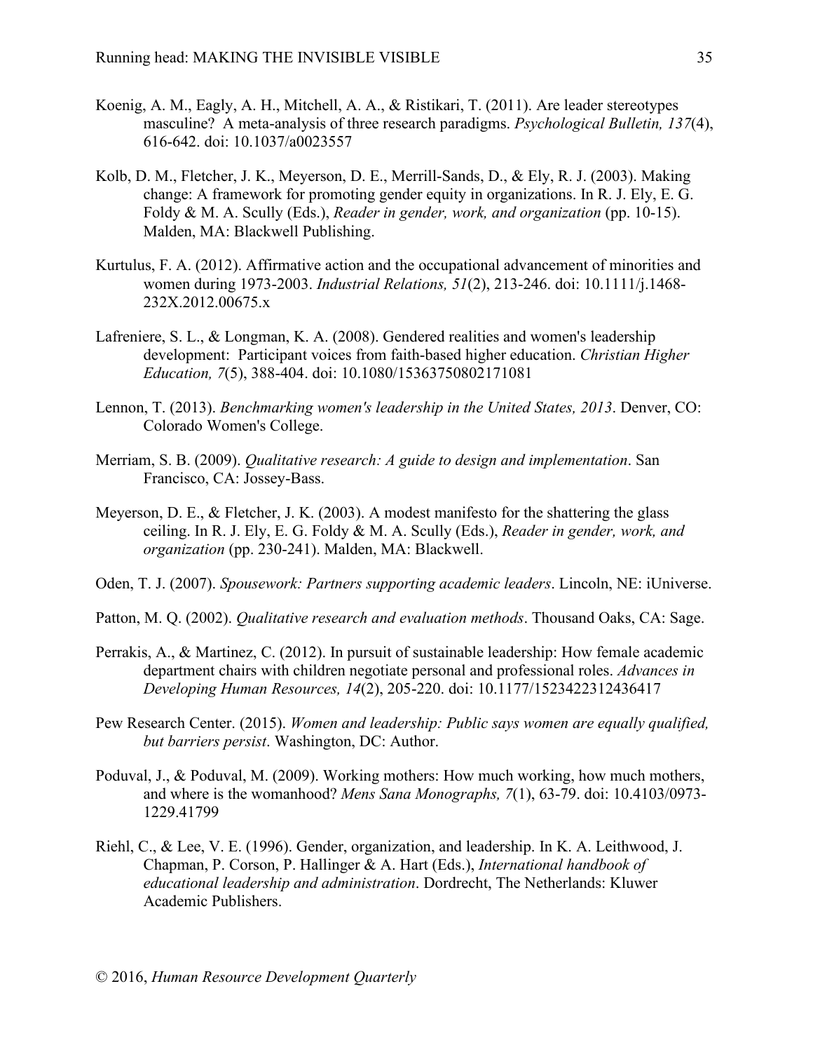Koenig, A. M., Eagly, A. H., Mitchell, A. A., & Ristikari, T. (2011). Are leader stereotypes masculine? A meta-analysis of three research paradigms. *Psychological Bulletin, 137*(4), 616-642. doi: 10.1037/a0023557

Kolb, D. M., Fletcher, J. K., Meyerson, D. E., Merrill-Sands, D., & Ely, R. J. (2003). Making change: A framework for promoting gender equity in organizations. In R. J. Ely, E. G. Foldy & M. A. Scully (Eds.), *Reader in gender, work, and organization* (pp. 10-15). Malden, MA: Blackwell Publishing.

Kurtulus, F. A. (2012). Affirmative action and the occupational advancement of minorities and women during 1973-2003. *Industrial Relations, 51*(2), 213-246. doi: 10.1111/j.1468-232X.2012.00675.x

Lafreniere, S. L., & Longman, K. A. (2008). Gendered realities and women's leadership development: Participant voices from faith-based higher education. *Christian Higher Education, 7*(5), 388-404. doi: 10.1080/15363750802171081

Lennon, T. (2013). *Benchmarking women's leadership in the United States, 2013*. Denver, CO: Colorado Women's College.

Merriam, S. B. (2009). *Qualitative research: A guide to design and implementation*. San Francisco, CA: Jossey-Bass.

Meyerson, D. E., & Fletcher, J. K. (2003). A modest manifesto for the shattering the glass ceiling. In R. J. Ely, E. G. Foldy & M. A. Scully (Eds.), *Reader in gender, work, and organization* (pp. 230-241). Malden, MA: Blackwell.

Oden, T. J. (2007). *Spousework: Partners supporting academic leaders*. Lincoln, NE: iUniverse.

Patton, M. Q. (2002). *Qualitative research and evaluation methods*. Thousand Oaks, CA: Sage.

Perrakis, A., & Martinez, C. (2012). In pursuit of sustainable leadership: How female academic department chairs with children negotiate personal and professional roles. *Advances in Developing Human Resources, 14*(2), 205-220. doi: 10.1177/1523422312436417

Pew Research Center. (2015). *Women and leadership: Public says women are equally qualified, but barriers persist*. Washington, DC: Author.

Poduval, J., & Poduval, M. (2009). Working mothers: How much working, how much mothers, and where is the womanhood? *Mens Sana Monographs, 7*(1), 63-79. doi: 10.4103/0973-1229.41799

Riehl, C., & Lee, V. E. (1996). Gender, organization, and leadership. In K. A. Leithwood, J. Chapman, P. Corson, P. Hallinger & A. Hart (Eds.), *International handbook of educational leadership and administration*. Dordrecht, The Netherlands: Kluwer Academic Publishers.

© 2016, *Human Resource Development Quarterly*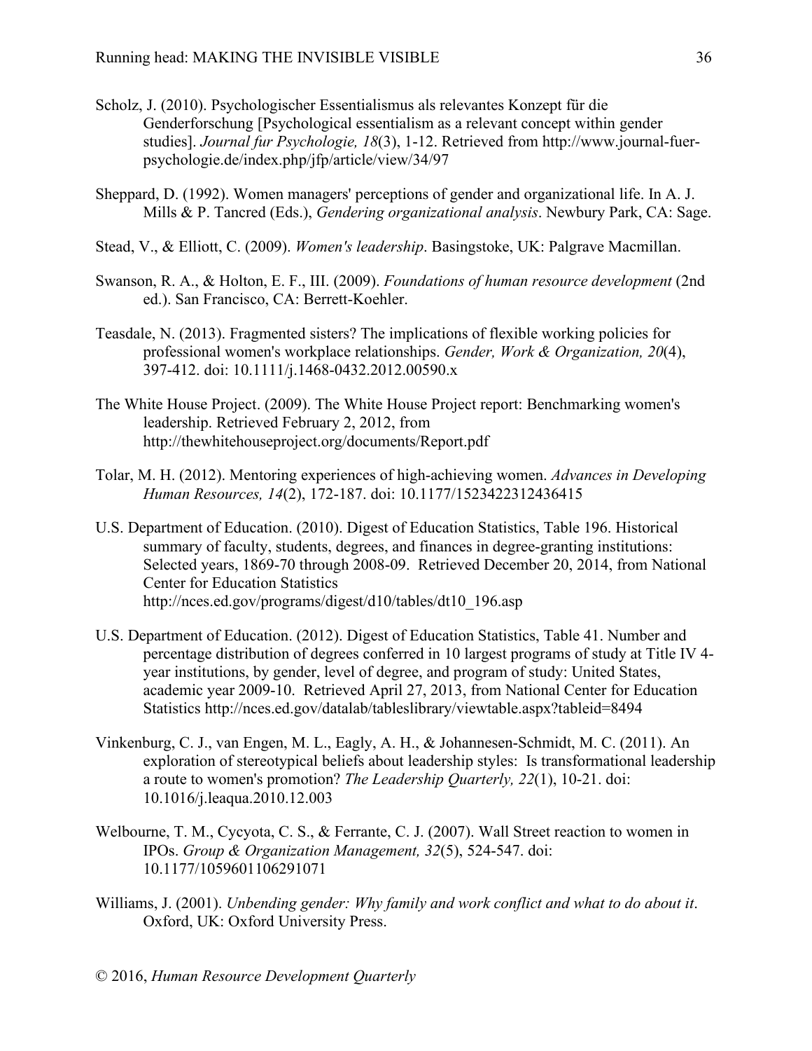Scholz, J. (2010). Psychologischer Essentialismus als relevantes Konzept für die Genderforschung [Psychological essentialism as a relevant concept within gender studies]. *Journal fur Psychologie, 18*(3), 1-12. Retrieved from http://www.journal-fuer-psychologie.de/index.php/jfp/article/view/34/97

Sheppard, D. (1992). Women managers' perceptions of gender and organizational life. In A. J. Mills & P. Tancred (Eds.), *Gendering organizational analysis*. Newbury Park, CA: Sage.

Stead, V., & Elliott, C. (2009). *Women's leadership*. Basingstoke, UK: Palgrave Macmillan.

Swanson, R. A., & Holton, E. F., III. (2009). *Foundations of human resource development* (2nd ed.). San Francisco, CA: Berrett-Koehler.

Teasdale, N. (2013). Fragmented sisters? The implications of flexible working policies for professional women's workplace relationships. *Gender, Work & Organization, 20*(4), 397-412. doi: 10.1111/j.1468-0432.2012.00590.x

The White House Project. (2009). The White House Project report: Benchmarking women's leadership. Retrieved February 2, 2012, from http://thewhitehouseproject.org/documents/Report.pdf

Tolar, M. H. (2012). Mentoring experiences of high-achieving women. *Advances in Developing Human Resources, 14*(2), 172-187. doi: 10.1177/1523422312436415

U.S. Department of Education. (2010). Digest of Education Statistics, Table 196. Historical summary of faculty, students, degrees, and finances in degree-granting institutions: Selected years, 1869-70 through 2008-09. Retrieved December 20, 2014, from National Center for Education Statistics http://nces.ed.gov/programs/digest/d10/tables/dt10_196.asp

U.S. Department of Education. (2012). Digest of Education Statistics, Table 41. Number and percentage distribution of degrees conferred in 10 largest programs of study at Title IV 4-year institutions, by gender, level of degree, and program of study: United States, academic year 2009-10. Retrieved April 27, 2013, from National Center for Education Statistics http://nces.ed.gov/datalab/tableslibrary/viewtable.aspx?tableid=8494

Vinkenburg, C. J., van Engen, M. L., Eagly, A. H., & Johannesen-Schmidt, M. C. (2011). An exploration of stereotypical beliefs about leadership styles: Is transformational leadership a route to women's promotion? *The Leadership Quarterly, 22*(1), 10-21. doi: 10.1016/j.leaqua.2010.12.003

Welbourne, T. M., Cycyota, C. S., & Ferrante, C. J. (2007). Wall Street reaction to women in IPOs. *Group & Organization Management, 32*(5), 524-547. doi: 10.1177/1059601106291071

Williams, J. (2001). *Unbending gender: Why family and work conflict and what to do about it*. Oxford, UK: Oxford University Press.

© 2016, *Human Resource Development Quarterly*